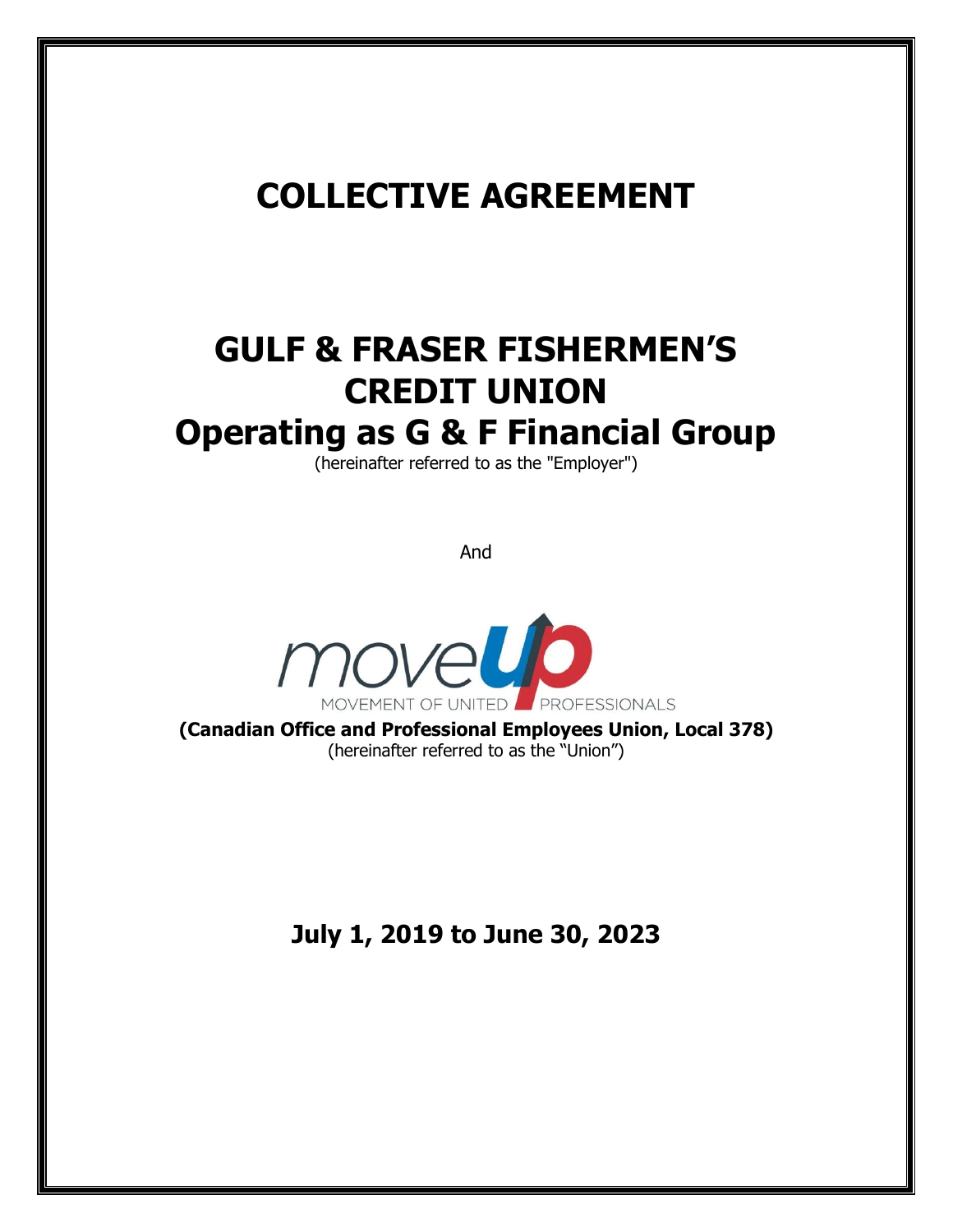# COLLECTIVE AGREEMENT

# GULF & FRASER FISHERMEN'S CREDIT UNION
# Operating as G & F Financial Group

(hereinafter referred to as the "Employer")

And

moveUP
MOVEMENT OF UNITED PROFESSIONALS

**(Canadian Office and Professional Employees Union, Local 378)**
(hereinafter referred to as the "Union")

## July 1, 2019 to June 30, 2023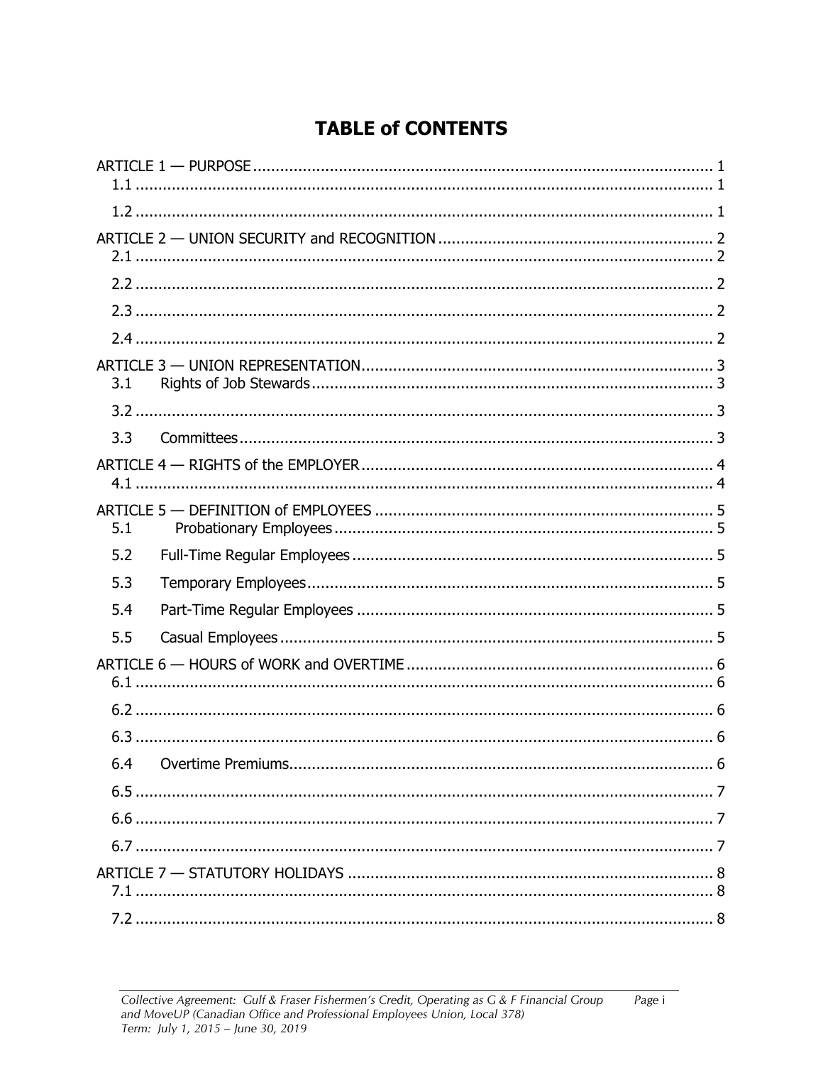# TABLE of CONTENTS

ARTICLE 1 — PURPOSE ..................................................................................................... 1
- 1.1 ............................................................................................................................ 1
- 1.2 ............................................................................................................................ 1

ARTICLE 2 — UNION SECURITY and RECOGNITION ............................................................ 2
- 2.1 ............................................................................................................................ 2
- 2.2 ............................................................................................................................ 2
- 2.3 ............................................................................................................................ 2
- 2.4 ............................................................................................................................ 2

ARTICLE 3 — UNION REPRESENTATION .............................................................................. 3
- 3.1 Rights of Job Stewards ......................................................................................... 3
- 3.2 ............................................................................................................................ 3
- 3.3 Committees ........................................................................................................... 3

ARTICLE 4 — RIGHTS of the EMPLOYER .............................................................................. 4
- 4.1 ............................................................................................................................ 4

ARTICLE 5 — DEFINITION of EMPLOYEES ........................................................................... 5
- 5.1 Probationary Employees ......................................................................................... 5
- 5.2 Full-Time Regular Employees ................................................................................. 5
- 5.3 Temporary Employees ............................................................................................ 5
- 5.4 Part-Time Regular Employees ................................................................................ 5
- 5.5 Casual Employees .................................................................................................. 5

ARTICLE 6 — HOURS of WORK and OVERTIME .................................................................... 6
- 6.1 ............................................................................................................................ 6
- 6.2 ............................................................................................................................ 6
- 6.3 ............................................................................................................................ 6
- 6.4 Overtime Premiums ................................................................................................ 6
- 6.5 ............................................................................................................................ 7
- 6.6 ............................................................................................................................ 7
- 6.7 ............................................................................................................................ 7

ARTICLE 7 — STATUTORY HOLIDAYS ................................................................................. 8
- 7.1 ............................................................................................................................ 8
- 7.2 ............................................................................................................................ 8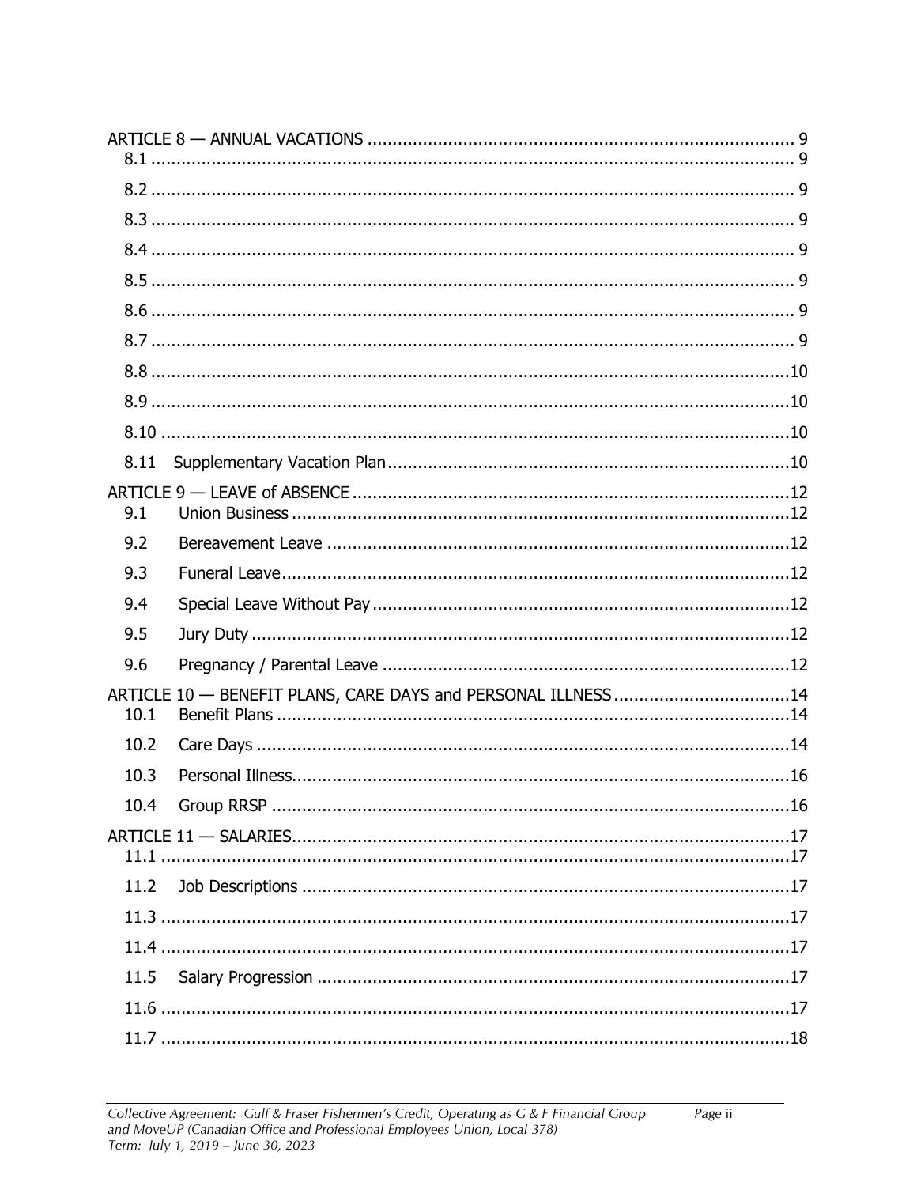ARTICLE 8 — ANNUAL VACATIONS ..................... 9
- 8.1 ..................... 9
- 8.2 ..................... 9
- 8.3 ..................... 9
- 8.4 ..................... 9
- 8.5 ..................... 9
- 8.6 ..................... 9
- 8.7 ..................... 9
- 8.8 ..................... 10
- 8.9 ..................... 10
- 8.10 ..................... 10
- 8.11 Supplementary Vacation Plan ..................... 10

ARTICLE 9 — LEAVE of ABSENCE ..................... 12
- 9.1 Union Business ..................... 12
- 9.2 Bereavement Leave ..................... 12
- 9.3 Funeral Leave ..................... 12
- 9.4 Special Leave Without Pay ..................... 12
- 9.5 Jury Duty ..................... 12
- 9.6 Pregnancy / Parental Leave ..................... 12

ARTICLE 10 — BENEFIT PLANS, CARE DAYS and PERSONAL ILLNESS ..................... 14
- 10.1 Benefit Plans ..................... 14
- 10.2 Care Days ..................... 14
- 10.3 Personal Illness ..................... 16
- 10.4 Group RRSP ..................... 16

ARTICLE 11 — SALARIES ..................... 17
- 11.1 ..................... 17
- 11.2 Job Descriptions ..................... 17
- 11.3 ..................... 17
- 11.4 ..................... 17
- 11.5 Salary Progression ..................... 17
- 11.6 ..................... 17
- 11.7 ..................... 18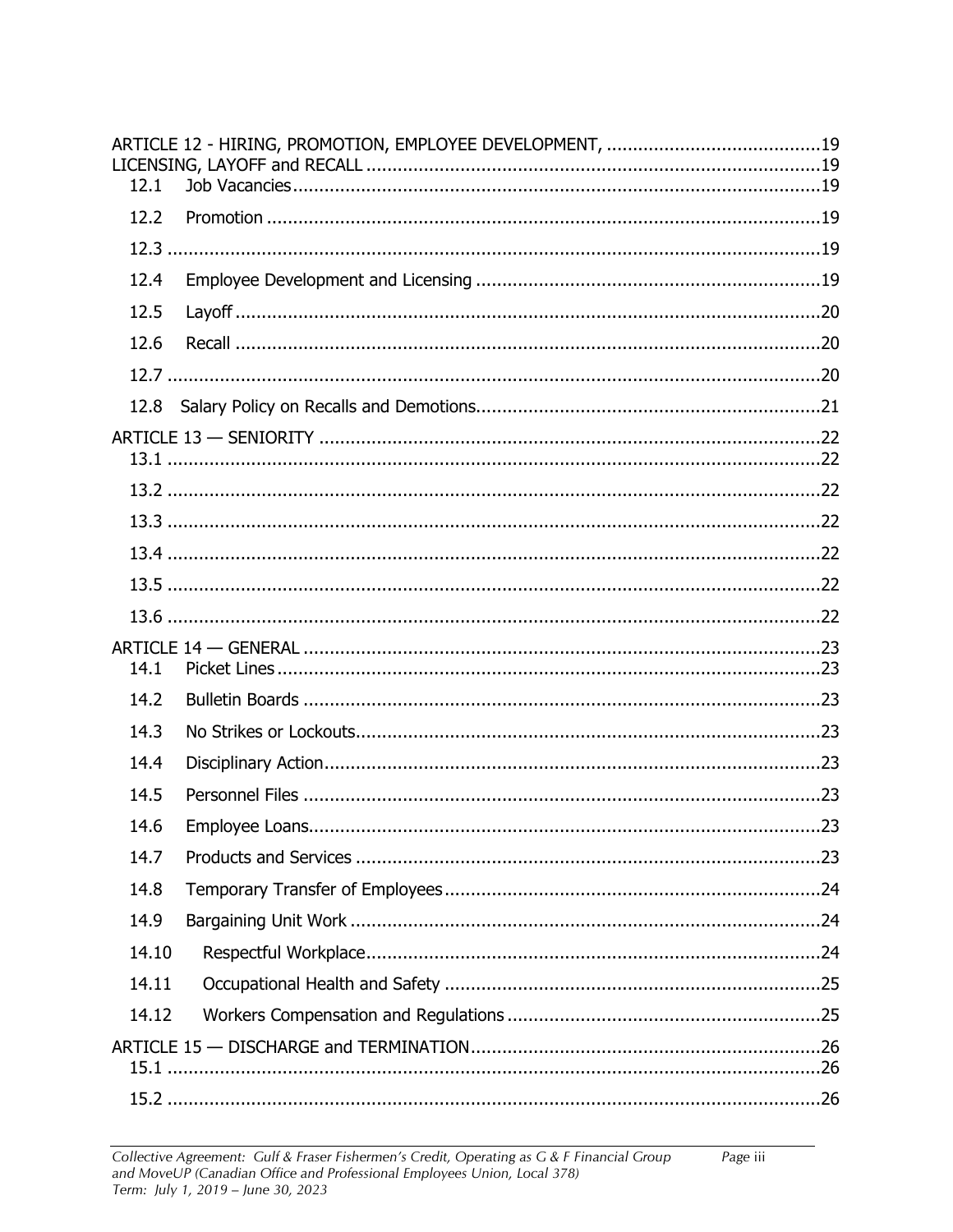ARTICLE 12 - HIRING, PROMOTION, EMPLOYEE DEVELOPMENT, ........................................19
LICENSING, LAYOFF and RECALL ........................................19

12.1 Job Vacancies ........................................19

12.2 Promotion ........................................19

12.3 ........................................19

12.4 Employee Development and Licensing ........................................19

12.5 Layoff ........................................20

12.6 Recall ........................................20

12.7 ........................................20

12.8 Salary Policy on Recalls and Demotions ........................................21

ARTICLE 13 — SENIORITY ........................................22

13.1 ........................................22

13.2 ........................................22

13.3 ........................................22

13.4 ........................................22

13.5 ........................................22

13.6 ........................................22

ARTICLE 14 — GENERAL ........................................23

14.1 Picket Lines ........................................23

14.2 Bulletin Boards ........................................23

14.3 No Strikes or Lockouts ........................................23

14.4 Disciplinary Action ........................................23

14.5 Personnel Files ........................................23

14.6 Employee Loans ........................................23

14.7 Products and Services ........................................23

14.8 Temporary Transfer of Employees ........................................24

14.9 Bargaining Unit Work ........................................24

14.10 Respectful Workplace ........................................24

14.11 Occupational Health and Safety ........................................25

14.12 Workers Compensation and Regulations ........................................25

ARTICLE 15 — DISCHARGE and TERMINATION ........................................26

15.1 ........................................26

15.2 ........................................26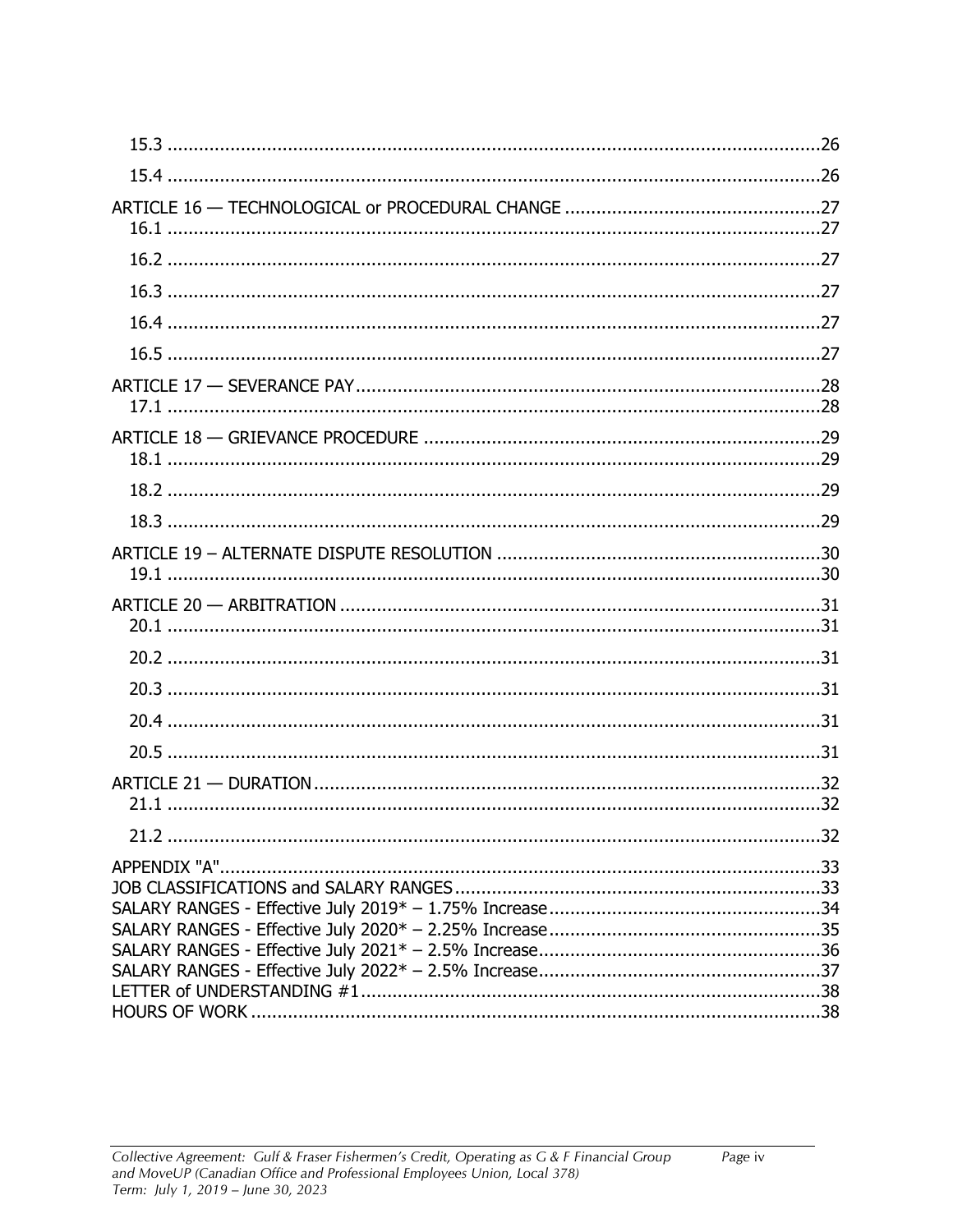15.3 ..........................................................................................................................26

15.4 ..........................................................................................................................26

ARTICLE 16 — TECHNOLOGICAL or PROCEDURAL CHANGE ..............................................27
16.1 ..........................................................................................................................27

16.2 ..........................................................................................................................27

16.3 ..........................................................................................................................27

16.4 ..........................................................................................................................27

16.5 ..........................................................................................................................27

ARTICLE 17 — SEVERANCE PAY.......................................................................................28
17.1 ..........................................................................................................................28

ARTICLE 18 — GRIEVANCE PROCEDURE ..........................................................................29
18.1 ..........................................................................................................................29

18.2 ..........................................................................................................................29

18.3 ..........................................................................................................................29

ARTICLE 19 – ALTERNATE DISPUTE RESOLUTION ............................................................30
19.1 ..........................................................................................................................30

ARTICLE 20 — ARBITRATION ..........................................................................................31
20.1 ..........................................................................................................................31

20.2 ..........................................................................................................................31

20.3 ..........................................................................................................................31

20.4 ..........................................................................................................................31

20.5 ..........................................................................................................................31

ARTICLE 21 — DURATION................................................................................................32
21.1 ..........................................................................................................................32

21.2 ..........................................................................................................................32

APPENDIX "A"..................................................................................................................33
JOB CLASSIFICATIONS and SALARY RANGES.....................................................................33
SALARY RANGES - Effective July 2019* – 1.75% Increase...................................................34
SALARY RANGES - Effective July 2020* – 2.25% Increase...................................................35
SALARY RANGES - Effective July 2021* – 2.5% Increase.....................................................36
SALARY RANGES - Effective July 2022* – 2.5% Increase.....................................................37
LETTER of UNDERSTANDING #1.......................................................................................38
HOURS OF WORK ............................................................................................................38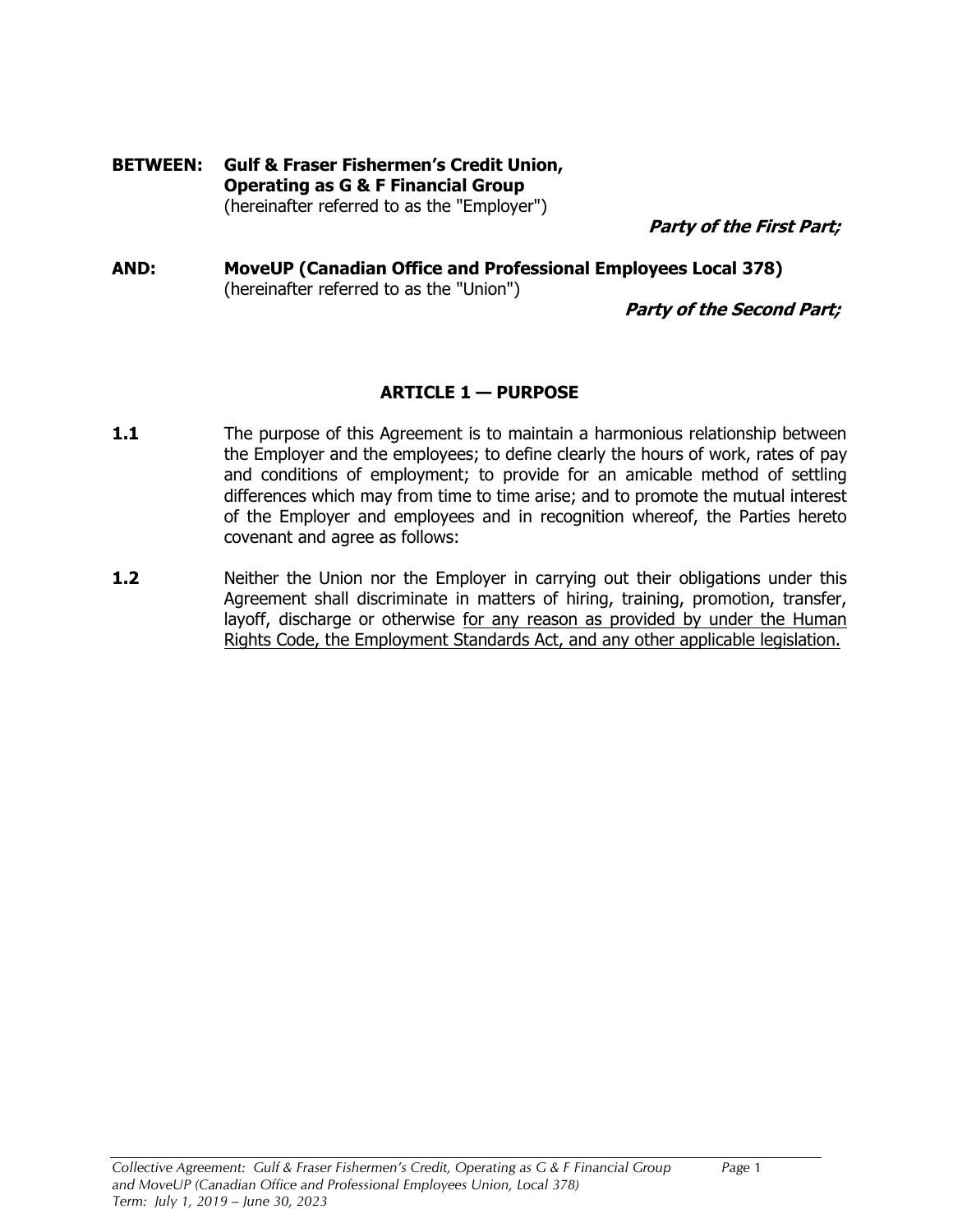**BETWEEN: Gulf & Fraser Fishermen's Credit Union, Operating as G & F Financial Group**
(hereinafter referred to as the "Employer")

***Party of the First Part;***

**AND: MoveUP (Canadian Office and Professional Employees Local 378)**
(hereinafter referred to as the "Union")

***Party of the Second Part;***

## ARTICLE 1 — PURPOSE

**1.1** The purpose of this Agreement is to maintain a harmonious relationship between the Employer and the employees; to define clearly the hours of work, rates of pay and conditions of employment; to provide for an amicable method of settling differences which may from time to time arise; and to promote the mutual interest of the Employer and employees and in recognition whereof, the Parties hereto covenant and agree as follows:

**1.2** Neither the Union nor the Employer in carrying out their obligations under this Agreement shall discriminate in matters of hiring, training, promotion, transfer, layoff, discharge or otherwise <u>for any reason as provided by under the Human Rights Code, the Employment Standards Act, and any other applicable legislation.</u>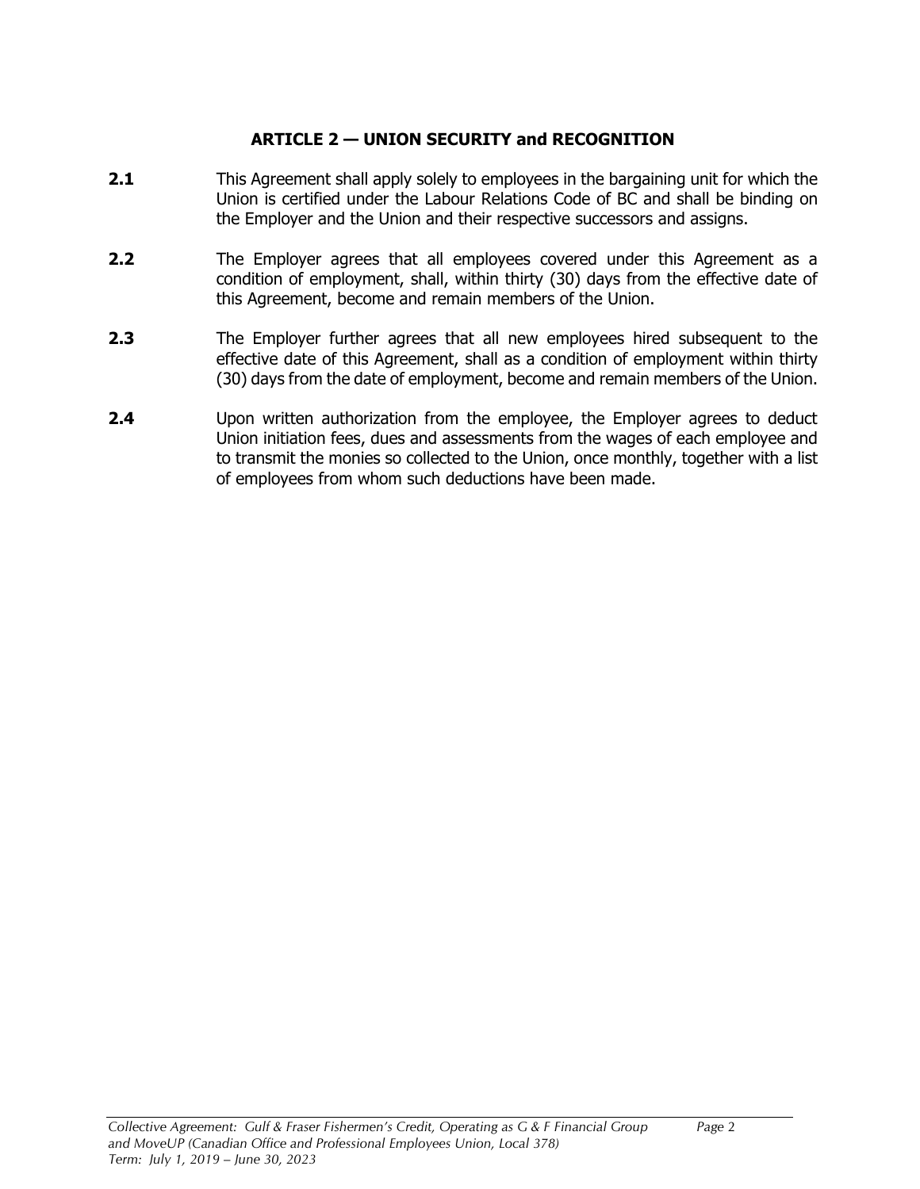## ARTICLE 2 — UNION SECURITY and RECOGNITION

**2.1** This Agreement shall apply solely to employees in the bargaining unit for which the Union is certified under the Labour Relations Code of BC and shall be binding on the Employer and the Union and their respective successors and assigns.

**2.2** The Employer agrees that all employees covered under this Agreement as a condition of employment, shall, within thirty (30) days from the effective date of this Agreement, become and remain members of the Union.

**2.3** The Employer further agrees that all new employees hired subsequent to the effective date of this Agreement, shall as a condition of employment within thirty (30) days from the date of employment, become and remain members of the Union.

**2.4** Upon written authorization from the employee, the Employer agrees to deduct Union initiation fees, dues and assessments from the wages of each employee and to transmit the monies so collected to the Union, once monthly, together with a list of employees from whom such deductions have been made.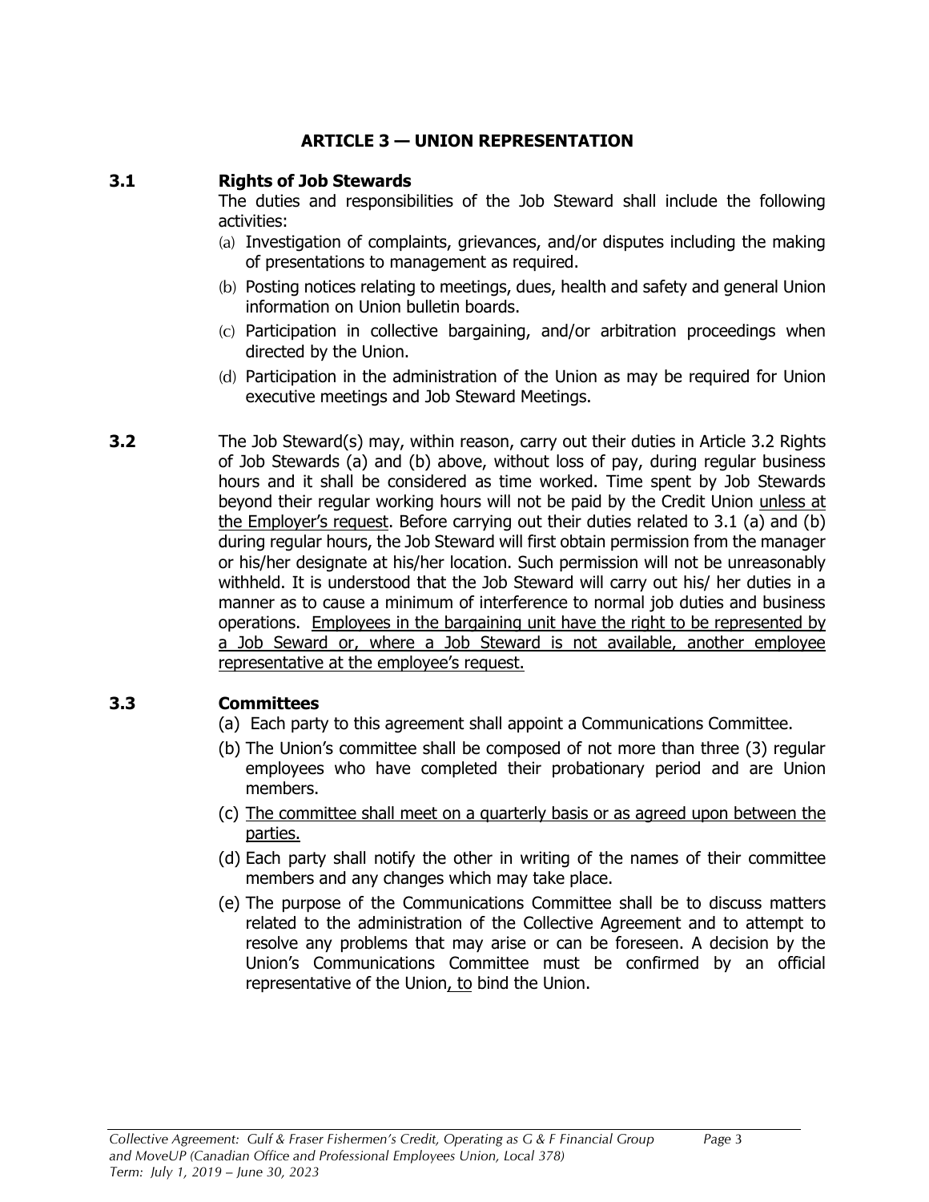## ARTICLE 3 — UNION REPRESENTATION

### 3.1 Rights of Job Stewards

The duties and responsibilities of the Job Steward shall include the following activities:

(a) Investigation of complaints, grievances, and/or disputes including the making of presentations to management as required.

(b) Posting notices relating to meetings, dues, health and safety and general Union information on Union bulletin boards.

(c) Participation in collective bargaining, and/or arbitration proceedings when directed by the Union.

(d) Participation in the administration of the Union as may be required for Union executive meetings and Job Steward Meetings.

**3.2** The Job Steward(s) may, within reason, carry out their duties in Article 3.2 Rights of Job Stewards (a) and (b) above, without loss of pay, during regular business hours and it shall be considered as time worked. Time spent by Job Stewards beyond their regular working hours will not be paid by the Credit Union <u>unless at the Employer's request</u>. Before carrying out their duties related to 3.1 (a) and (b) during regular hours, the Job Steward will first obtain permission from the manager or his/her designate at his/her location. Such permission will not be unreasonably withheld. It is understood that the Job Steward will carry out his/ her duties in a manner as to cause a minimum of interference to normal job duties and business operations. <u>Employees in the bargaining unit have the right to be represented by a Job Seward or, where a Job Steward is not available, another employee representative at the employee's request.</u>

### 3.3 Committees

(a) Each party to this agreement shall appoint a Communications Committee.

(b) The Union's committee shall be composed of not more than three (3) regular employees who have completed their probationary period and are Union members.

(c) <u>The committee shall meet on a quarterly basis or as agreed upon between the parties.</u>

(d) Each party shall notify the other in writing of the names of their committee members and any changes which may take place.

(e) The purpose of the Communications Committee shall be to discuss matters related to the administration of the Collective Agreement and to attempt to resolve any problems that may arise or can be foreseen. A decision by the Union's Communications Committee must be confirmed by an official representative of the Union<u>, to</u> bind the Union.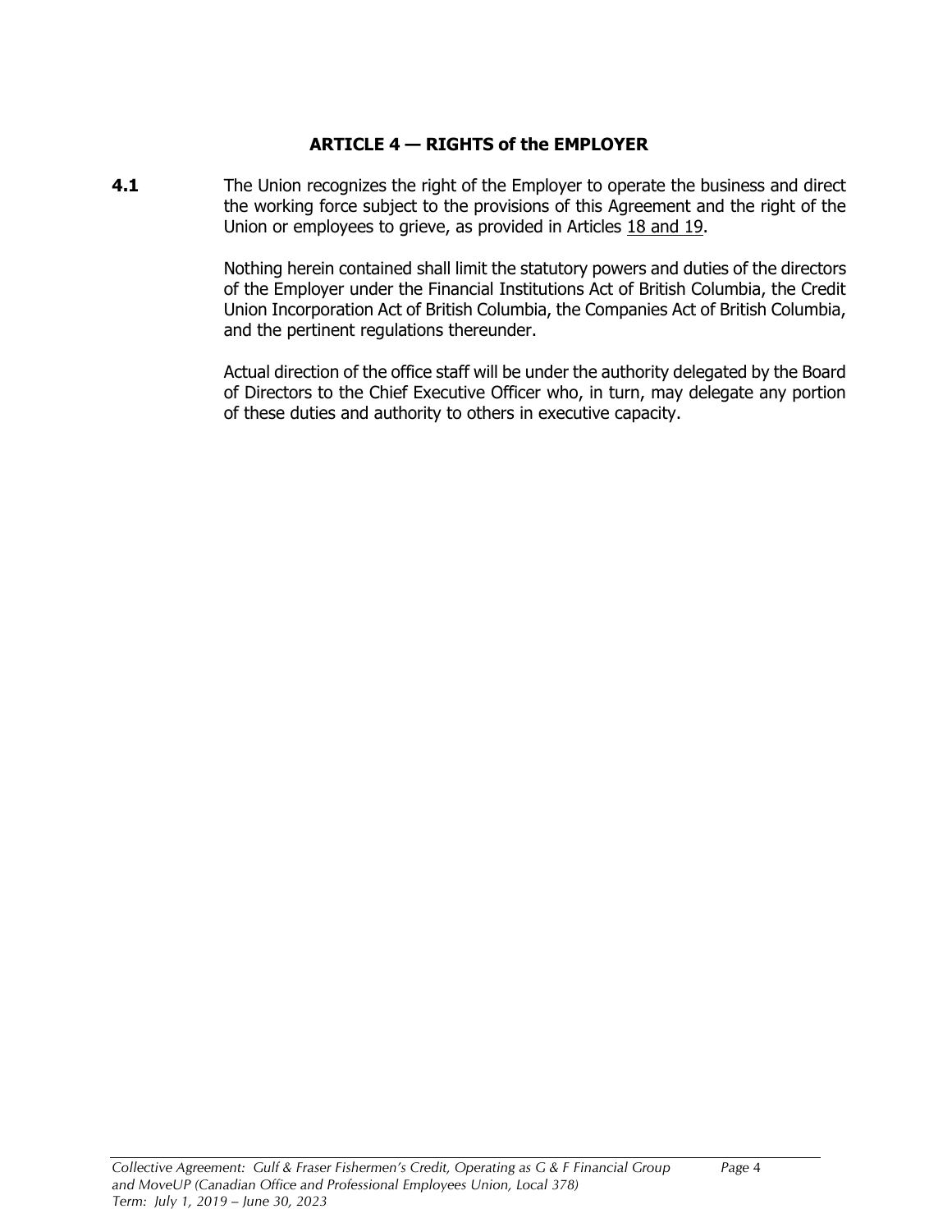## ARTICLE 4 — RIGHTS of the EMPLOYER

**4.1** The Union recognizes the right of the Employer to operate the business and direct the working force subject to the provisions of this Agreement and the right of the Union or employees to grieve, as provided in Articles 18 and 19.

Nothing herein contained shall limit the statutory powers and duties of the directors of the Employer under the Financial Institutions Act of British Columbia, the Credit Union Incorporation Act of British Columbia, the Companies Act of British Columbia, and the pertinent regulations thereunder.

Actual direction of the office staff will be under the authority delegated by the Board of Directors to the Chief Executive Officer who, in turn, may delegate any portion of these duties and authority to others in executive capacity.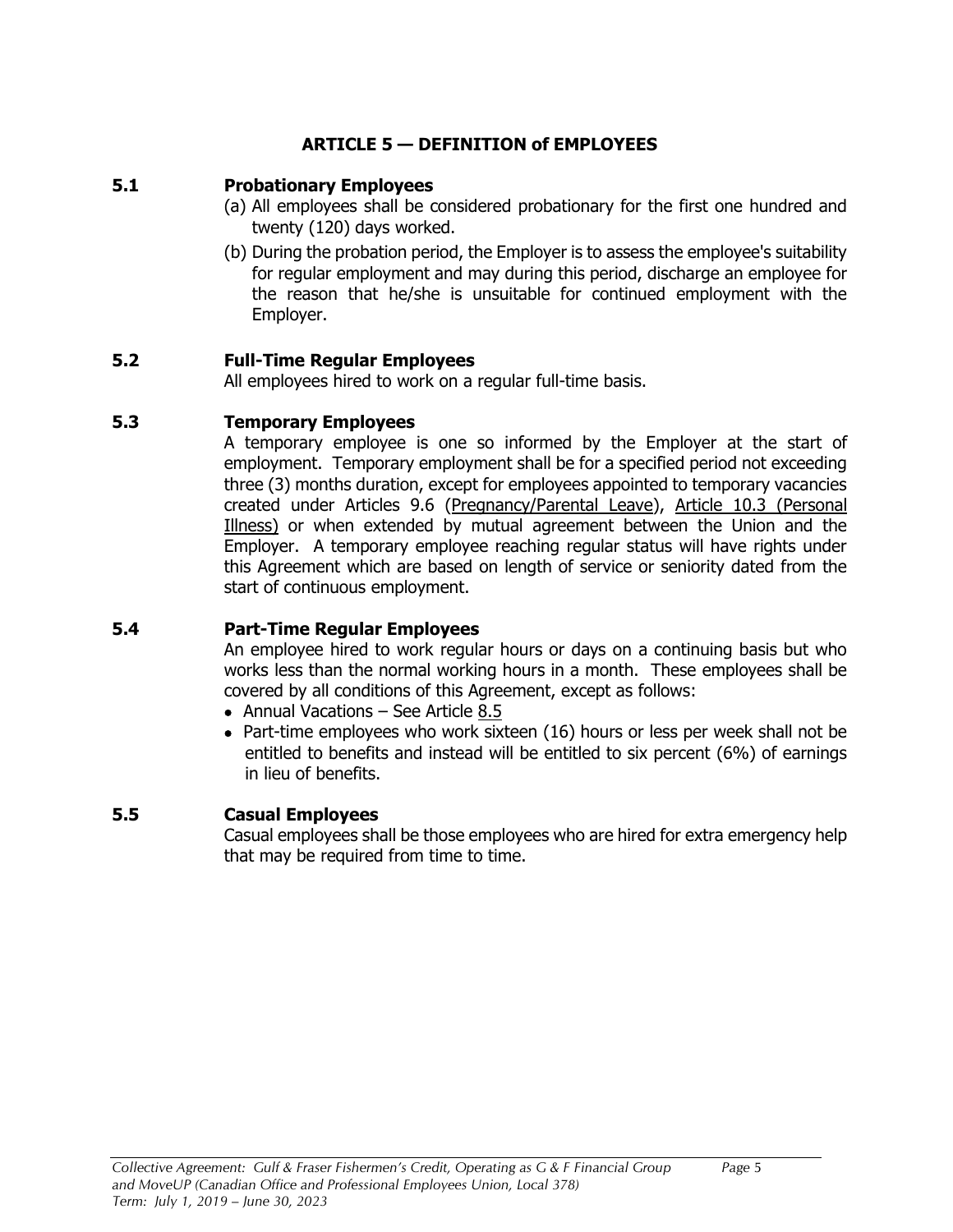## ARTICLE 5 — DEFINITION of EMPLOYEES

### 5.1 Probationary Employees

(a) All employees shall be considered probationary for the first one hundred and twenty (120) days worked.

(b) During the probation period, the Employer is to assess the employee's suitability for regular employment and may during this period, discharge an employee for the reason that he/she is unsuitable for continued employment with the Employer.

### 5.2 Full-Time Regular Employees

All employees hired to work on a regular full-time basis.

### 5.3 Temporary Employees

A temporary employee is one so informed by the Employer at the start of employment. Temporary employment shall be for a specified period not exceeding three (3) months duration, except for employees appointed to temporary vacancies created under Articles 9.6 (Pregnancy/Parental Leave), Article 10.3 (Personal Illness) or when extended by mutual agreement between the Union and the Employer. A temporary employee reaching regular status will have rights under this Agreement which are based on length of service or seniority dated from the start of continuous employment.

### 5.4 Part-Time Regular Employees

An employee hired to work regular hours or days on a continuing basis but who works less than the normal working hours in a month. These employees shall be covered by all conditions of this Agreement, except as follows:

- Annual Vacations – See Article 8.5
- Part-time employees who work sixteen (16) hours or less per week shall not be entitled to benefits and instead will be entitled to six percent (6%) of earnings in lieu of benefits.

### 5.5 Casual Employees

Casual employees shall be those employees who are hired for extra emergency help that may be required from time to time.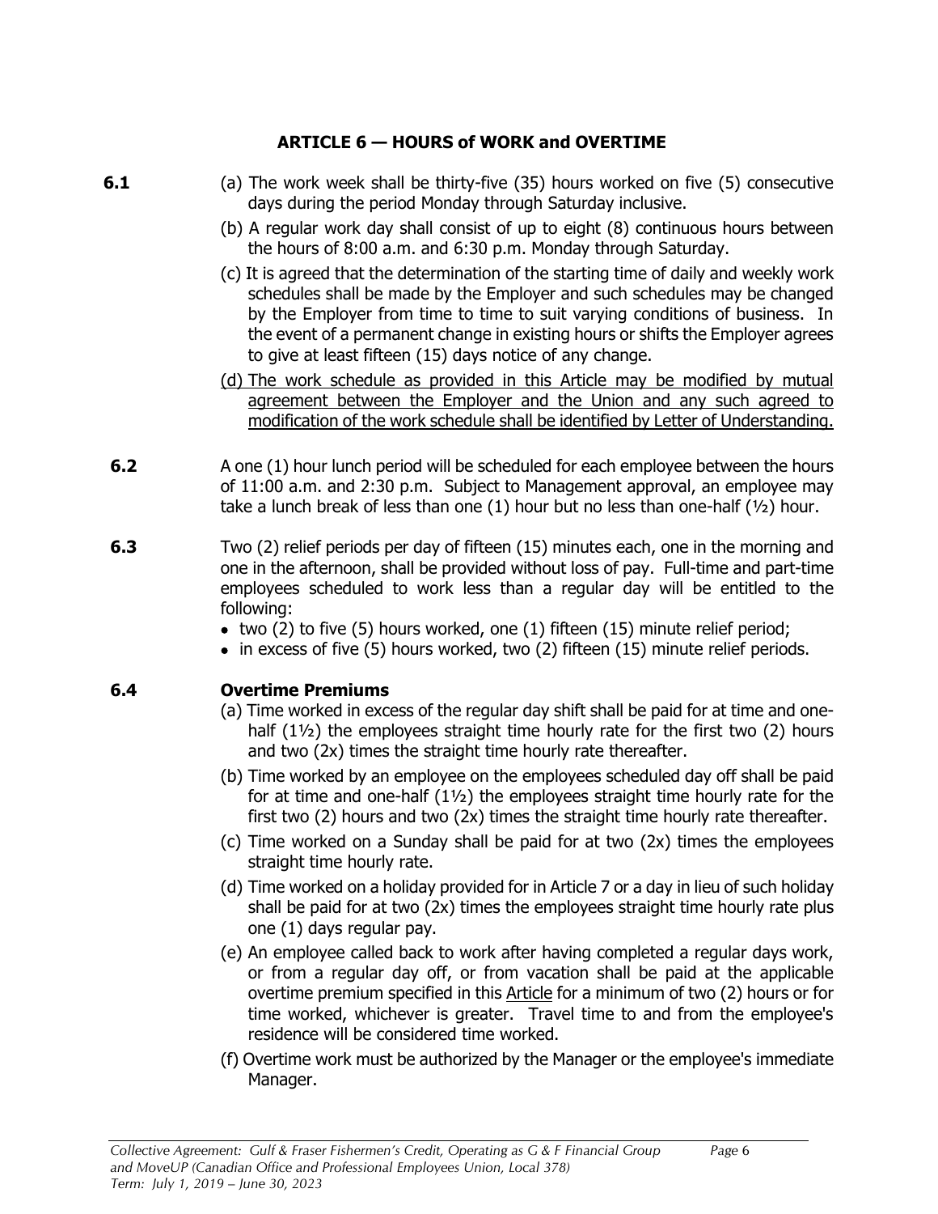## ARTICLE 6 — HOURS of WORK and OVERTIME

**6.1**

(a) The work week shall be thirty-five (35) hours worked on five (5) consecutive days during the period Monday through Saturday inclusive.

(b) A regular work day shall consist of up to eight (8) continuous hours between the hours of 8:00 a.m. and 6:30 p.m. Monday through Saturday.

(c) It is agreed that the determination of the starting time of daily and weekly work schedules shall be made by the Employer and such schedules may be changed by the Employer from time to time to suit varying conditions of business. In the event of a permanent change in existing hours or shifts the Employer agrees to give at least fifteen (15) days notice of any change.

<u>(d) The work schedule as provided in this Article may be modified by mutual agreement between the Employer and the Union and any such agreed to modification of the work schedule shall be identified by Letter of Understanding.</u>

**6.2** A one (1) hour lunch period will be scheduled for each employee between the hours of 11:00 a.m. and 2:30 p.m. Subject to Management approval, an employee may take a lunch break of less than one (1) hour but no less than one-half (½) hour.

**6.3** Two (2) relief periods per day of fifteen (15) minutes each, one in the morning and one in the afternoon, shall be provided without loss of pay. Full-time and part-time employees scheduled to work less than a regular day will be entitled to the following:

- two (2) to five (5) hours worked, one (1) fifteen (15) minute relief period;
- in excess of five (5) hours worked, two (2) fifteen (15) minute relief periods.

**6.4 Overtime Premiums**

(a) Time worked in excess of the regular day shift shall be paid for at time and one-half (1½) the employees straight time hourly rate for the first two (2) hours and two (2x) times the straight time hourly rate thereafter.

(b) Time worked by an employee on the employees scheduled day off shall be paid for at time and one-half (1½) the employees straight time hourly rate for the first two (2) hours and two (2x) times the straight time hourly rate thereafter.

(c) Time worked on a Sunday shall be paid for at two (2x) times the employees straight time hourly rate.

(d) Time worked on a holiday provided for in Article 7 or a day in lieu of such holiday shall be paid for at two (2x) times the employees straight time hourly rate plus one (1) days regular pay.

(e) An employee called back to work after having completed a regular days work, or from a regular day off, or from vacation shall be paid at the applicable overtime premium specified in this <u>Article</u> for a minimum of two (2) hours or for time worked, whichever is greater. Travel time to and from the employee's residence will be considered time worked.

(f) Overtime work must be authorized by the Manager or the employee's immediate Manager.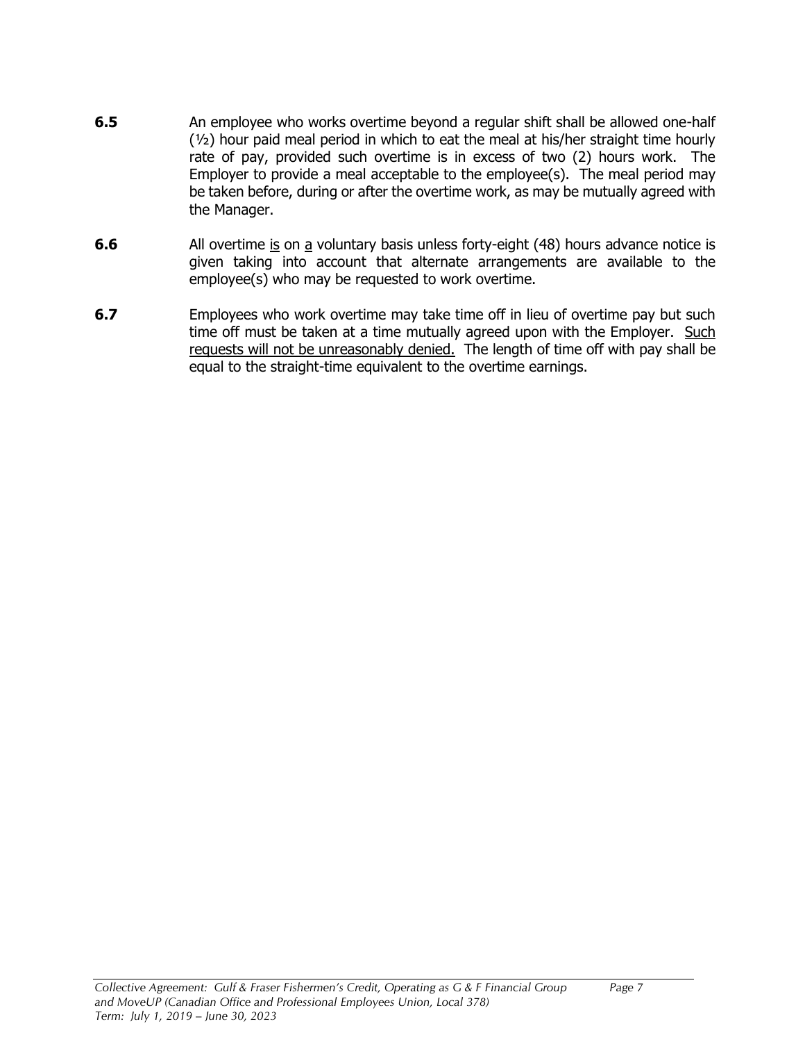**6.5** An employee who works overtime beyond a regular shift shall be allowed one-half (½) hour paid meal period in which to eat the meal at his/her straight time hourly rate of pay, provided such overtime is in excess of two (2) hours work. The Employer to provide a meal acceptable to the employee(s). The meal period may be taken before, during or after the overtime work, as may be mutually agreed with the Manager.

**6.6** All overtime <u>is</u> on <u>a</u> voluntary basis unless forty-eight (48) hours advance notice is given taking into account that alternate arrangements are available to the employee(s) who may be requested to work overtime.

**6.7** Employees who work overtime may take time off in lieu of overtime pay but such time off must be taken at a time mutually agreed upon with the Employer. <u>Such requests will not be unreasonably denied.</u> The length of time off with pay shall be equal to the straight-time equivalent to the overtime earnings.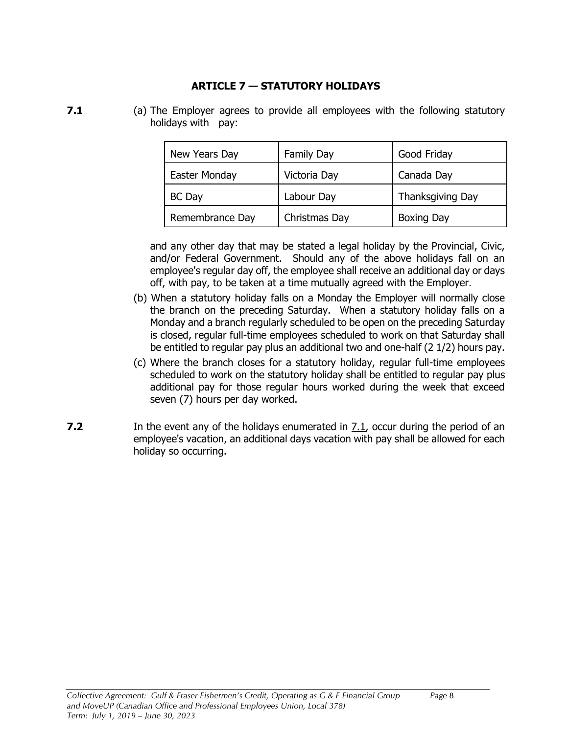## ARTICLE 7 — STATUTORY HOLIDAYS

**7.1** (a) The Employer agrees to provide all employees with the following statutory holidays with pay:

| | | |
|---|---|---|
| New Years Day | Family Day | Good Friday |
| Easter Monday | Victoria Day | Canada Day |
| BC Day | Labour Day | Thanksgiving Day |
| Remembrance Day | Christmas Day | Boxing Day |

and any other day that may be stated a legal holiday by the Provincial, Civic, and/or Federal Government. Should any of the above holidays fall on an employee's regular day off, the employee shall receive an additional day or days off, with pay, to be taken at a time mutually agreed with the Employer.

(b) When a statutory holiday falls on a Monday the Employer will normally close the branch on the preceding Saturday. When a statutory holiday falls on a Monday and a branch regularly scheduled to be open on the preceding Saturday is closed, regular full-time employees scheduled to work on that Saturday shall be entitled to regular pay plus an additional two and one-half (2 1/2) hours pay.

(c) Where the branch closes for a statutory holiday, regular full-time employees scheduled to work on the statutory holiday shall be entitled to regular pay plus additional pay for those regular hours worked during the week that exceed seven (7) hours per day worked.

**7.2** In the event any of the holidays enumerated in 7.1, occur during the period of an employee's vacation, an additional days vacation with pay shall be allowed for each holiday so occurring.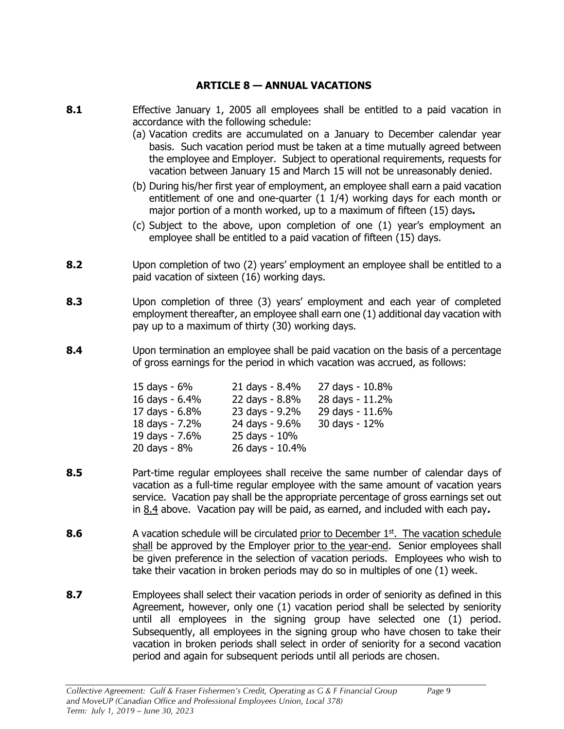## ARTICLE 8 — ANNUAL VACATIONS

**8.1** Effective January 1, 2005 all employees shall be entitled to a paid vacation in accordance with the following schedule:

(a) Vacation credits are accumulated on a January to December calendar year basis. Such vacation period must be taken at a time mutually agreed between the employee and Employer. Subject to operational requirements, requests for vacation between January 15 and March 15 will not be unreasonably denied.

(b) During his/her first year of employment, an employee shall earn a paid vacation entitlement of one and one-quarter (1 1/4) working days for each month or major portion of a month worked, up to a maximum of fifteen (15) days**.**

(c) Subject to the above, upon completion of one (1) year's employment an employee shall be entitled to a paid vacation of fifteen (15) days.

**8.2** Upon completion of two (2) years' employment an employee shall be entitled to a paid vacation of sixteen (16) working days.

**8.3** Upon completion of three (3) years' employment and each year of completed employment thereafter, an employee shall earn one (1) additional day vacation with pay up to a maximum of thirty (30) working days.

**8.4** Upon termination an employee shall be paid vacation on the basis of a percentage of gross earnings for the period in which vacation was accrued, as follows:

| | | |
|---|---|---|
| 15 days - 6% | 21 days - 8.4% | 27 days - 10.8% |
| 16 days - 6.4% | 22 days - 8.8% | 28 days - 11.2% |
| 17 days - 6.8% | 23 days - 9.2% | 29 days - 11.6% |
| 18 days - 7.2% | 24 days - 9.6% | 30 days - 12% |
| 19 days - 7.6% | 25 days - 10% | |
| 20 days - 8% | 26 days - 10.4% | |

**8.5** Part-time regular employees shall receive the same number of calendar days of vacation as a full-time regular employee with the same amount of vacation years service. Vacation pay shall be the appropriate percentage of gross earnings set out in 8.4 above. Vacation pay will be paid, as earned, and included with each pay***.***

**8.6** A vacation schedule will be circulated prior to December 1st. The vacation schedule shall be approved by the Employer prior to the year-end. Senior employees shall be given preference in the selection of vacation periods. Employees who wish to take their vacation in broken periods may do so in multiples of one (1) week.

**8.7** Employees shall select their vacation periods in order of seniority as defined in this Agreement, however, only one (1) vacation period shall be selected by seniority until all employees in the signing group have selected one (1) period. Subsequently, all employees in the signing group who have chosen to take their vacation in broken periods shall select in order of seniority for a second vacation period and again for subsequent periods until all periods are chosen.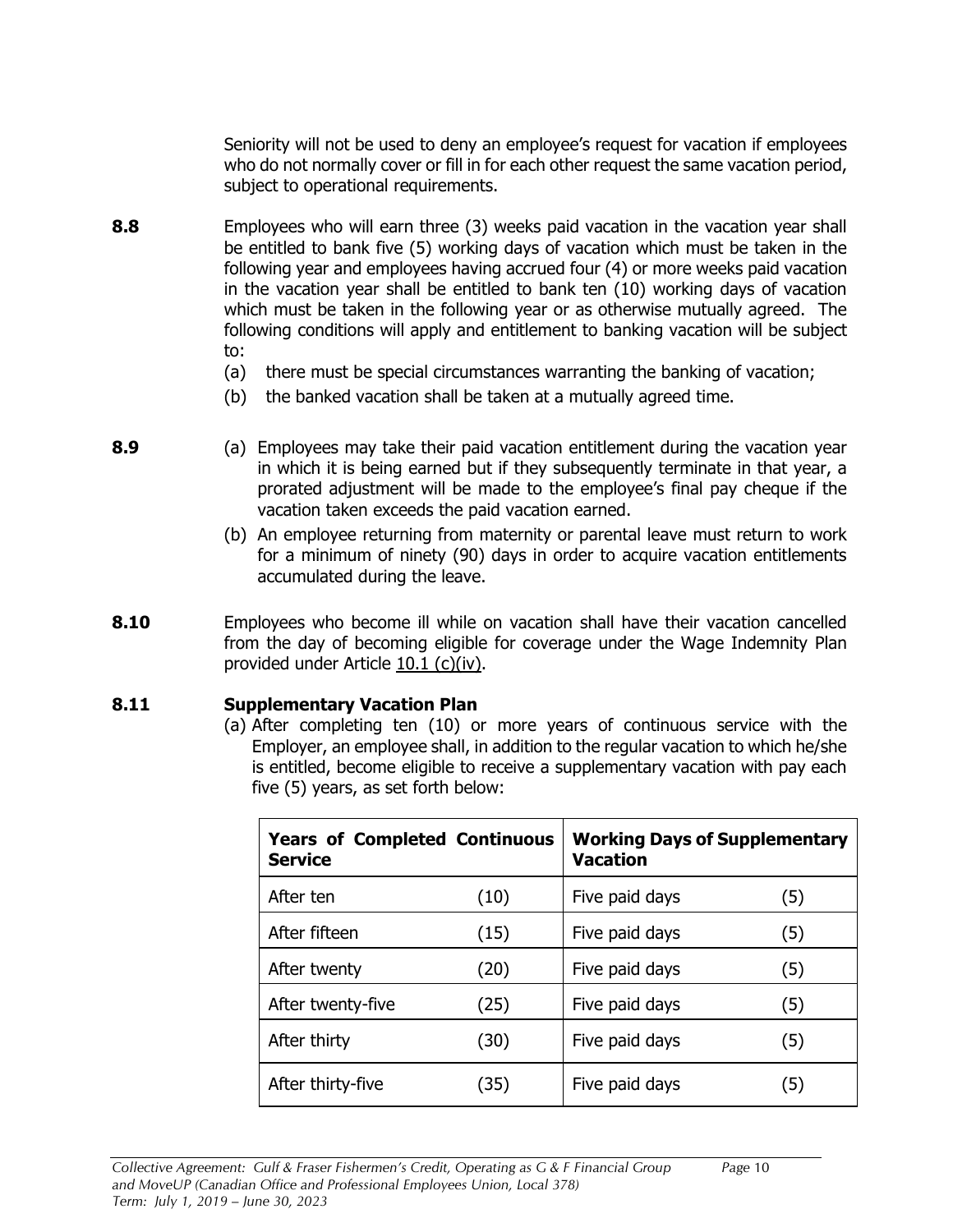Seniority will not be used to deny an employee's request for vacation if employees who do not normally cover or fill in for each other request the same vacation period, subject to operational requirements.

**8.8** Employees who will earn three (3) weeks paid vacation in the vacation year shall be entitled to bank five (5) working days of vacation which must be taken in the following year and employees having accrued four (4) or more weeks paid vacation in the vacation year shall be entitled to bank ten (10) working days of vacation which must be taken in the following year or as otherwise mutually agreed. The following conditions will apply and entitlement to banking vacation will be subject to:

(a) there must be special circumstances warranting the banking of vacation;

(b) the banked vacation shall be taken at a mutually agreed time.

**8.9** (a) Employees may take their paid vacation entitlement during the vacation year in which it is being earned but if they subsequently terminate in that year, a prorated adjustment will be made to the employee's final pay cheque if the vacation taken exceeds the paid vacation earned.

(b) An employee returning from maternity or parental leave must return to work for a minimum of ninety (90) days in order to acquire vacation entitlements accumulated during the leave.

**8.10** Employees who become ill while on vacation shall have their vacation cancelled from the day of becoming eligible for coverage under the Wage Indemnity Plan provided under Article 10.1 (c)(iv).

**8.11 Supplementary Vacation Plan**

(a) After completing ten (10) or more years of continuous service with the Employer, an employee shall, in addition to the regular vacation to which he/she is entitled, become eligible to receive a supplementary vacation with pay each five (5) years, as set forth below:

| **Years of Completed Continuous Service** | | **Working Days of Supplementary Vacation** | |
|---|---|---|---|
| After ten | (10) | Five paid days | (5) |
| After fifteen | (15) | Five paid days | (5) |
| After twenty | (20) | Five paid days | (5) |
| After twenty-five | (25) | Five paid days | (5) |
| After thirty | (30) | Five paid days | (5) |
| After thirty-five | (35) | Five paid days | (5) |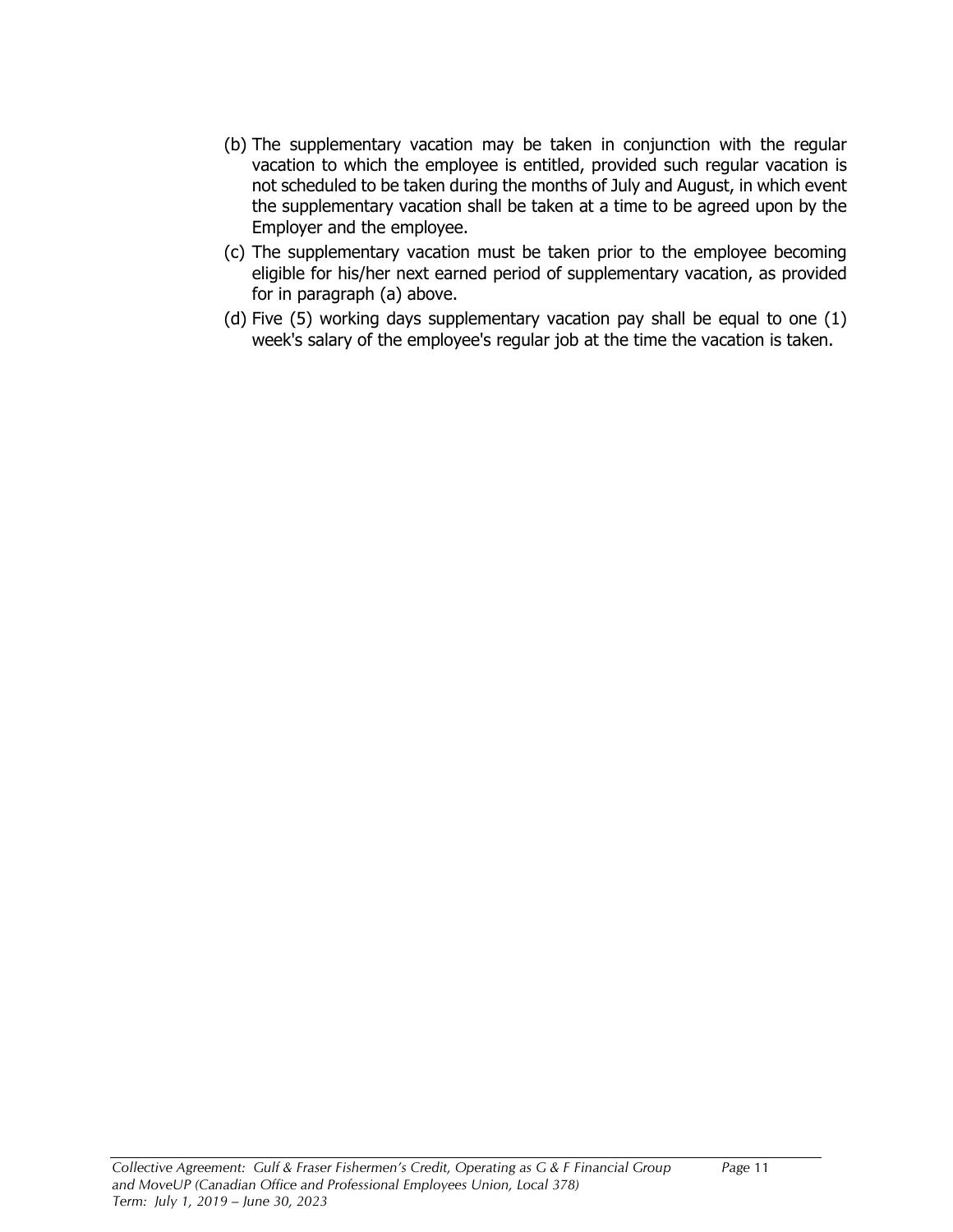(b) The supplementary vacation may be taken in conjunction with the regular vacation to which the employee is entitled, provided such regular vacation is not scheduled to be taken during the months of July and August, in which event the supplementary vacation shall be taken at a time to be agreed upon by the Employer and the employee.

(c) The supplementary vacation must be taken prior to the employee becoming eligible for his/her next earned period of supplementary vacation, as provided for in paragraph (a) above.

(d) Five (5) working days supplementary vacation pay shall be equal to one (1) week's salary of the employee's regular job at the time the vacation is taken.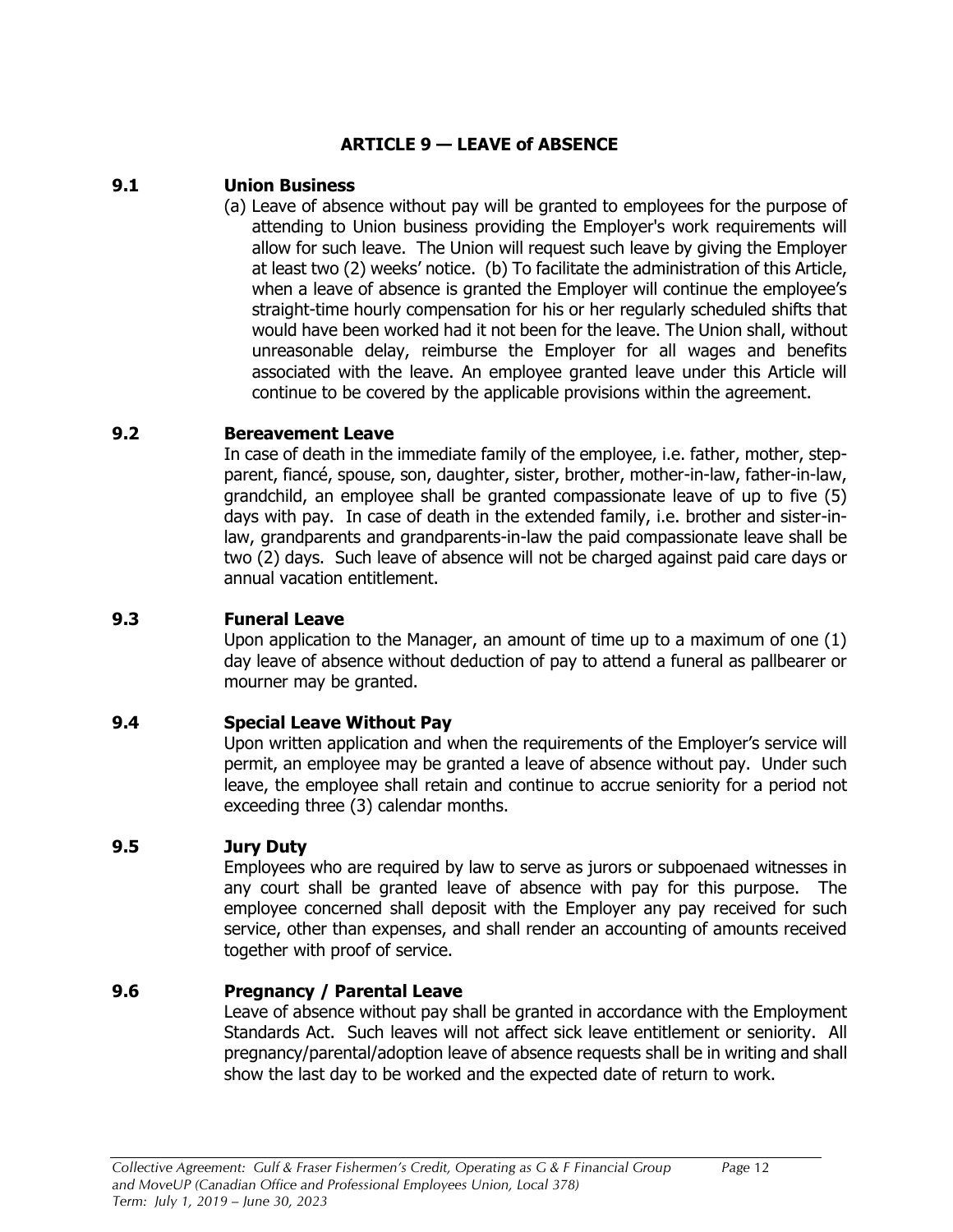## ARTICLE 9 — LEAVE of ABSENCE

### 9.1 Union Business

(a) Leave of absence without pay will be granted to employees for the purpose of attending to Union business providing the Employer's work requirements will allow for such leave. The Union will request such leave by giving the Employer at least two (2) weeks' notice. (b) To facilitate the administration of this Article, when a leave of absence is granted the Employer will continue the employee's straight-time hourly compensation for his or her regularly scheduled shifts that would have been worked had it not been for the leave. The Union shall, without unreasonable delay, reimburse the Employer for all wages and benefits associated with the leave. An employee granted leave under this Article will continue to be covered by the applicable provisions within the agreement.

### 9.2 Bereavement Leave

In case of death in the immediate family of the employee, i.e. father, mother, step-parent, fiancé, spouse, son, daughter, sister, brother, mother-in-law, father-in-law, grandchild, an employee shall be granted compassionate leave of up to five (5) days with pay. In case of death in the extended family, i.e. brother and sister-in-law, grandparents and grandparents-in-law the paid compassionate leave shall be two (2) days. Such leave of absence will not be charged against paid care days or annual vacation entitlement.

### 9.3 Funeral Leave

Upon application to the Manager, an amount of time up to a maximum of one (1) day leave of absence without deduction of pay to attend a funeral as pallbearer or mourner may be granted.

### 9.4 Special Leave Without Pay

Upon written application and when the requirements of the Employer's service will permit, an employee may be granted a leave of absence without pay. Under such leave, the employee shall retain and continue to accrue seniority for a period not exceeding three (3) calendar months.

### 9.5 Jury Duty

Employees who are required by law to serve as jurors or subpoenaed witnesses in any court shall be granted leave of absence with pay for this purpose. The employee concerned shall deposit with the Employer any pay received for such service, other than expenses, and shall render an accounting of amounts received together with proof of service.

### 9.6 Pregnancy / Parental Leave

Leave of absence without pay shall be granted in accordance with the Employment Standards Act. Such leaves will not affect sick leave entitlement or seniority. All pregnancy/parental/adoption leave of absence requests shall be in writing and shall show the last day to be worked and the expected date of return to work.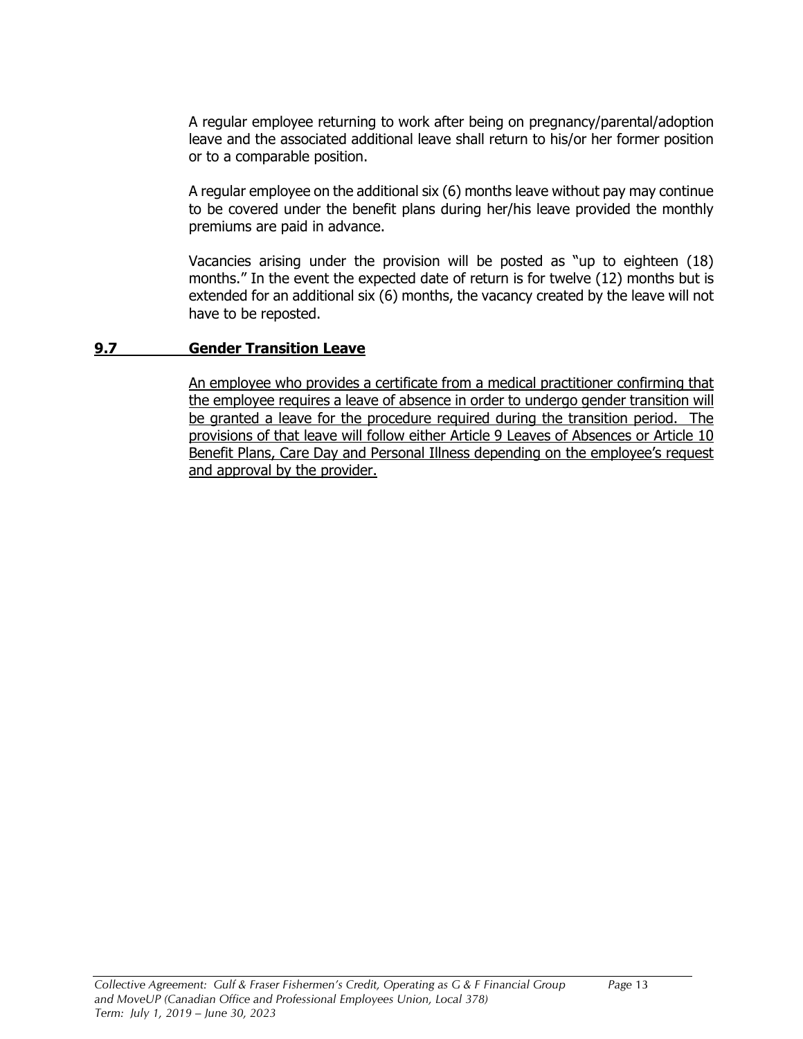A regular employee returning to work after being on pregnancy/parental/adoption leave and the associated additional leave shall return to his/or her former position or to a comparable position.

A regular employee on the additional six (6) months leave without pay may continue to be covered under the benefit plans during her/his leave provided the monthly premiums are paid in advance.

Vacancies arising under the provision will be posted as "up to eighteen (18) months." In the event the expected date of return is for twelve (12) months but is extended for an additional six (6) months, the vacancy created by the leave will not have to be reposted.

## 9.7 Gender Transition Leave

An employee who provides a certificate from a medical practitioner confirming that the employee requires a leave of absence in order to undergo gender transition will be granted a leave for the procedure required during the transition period. The provisions of that leave will follow either Article 9 Leaves of Absences or Article 10 Benefit Plans, Care Day and Personal Illness depending on the employee's request and approval by the provider.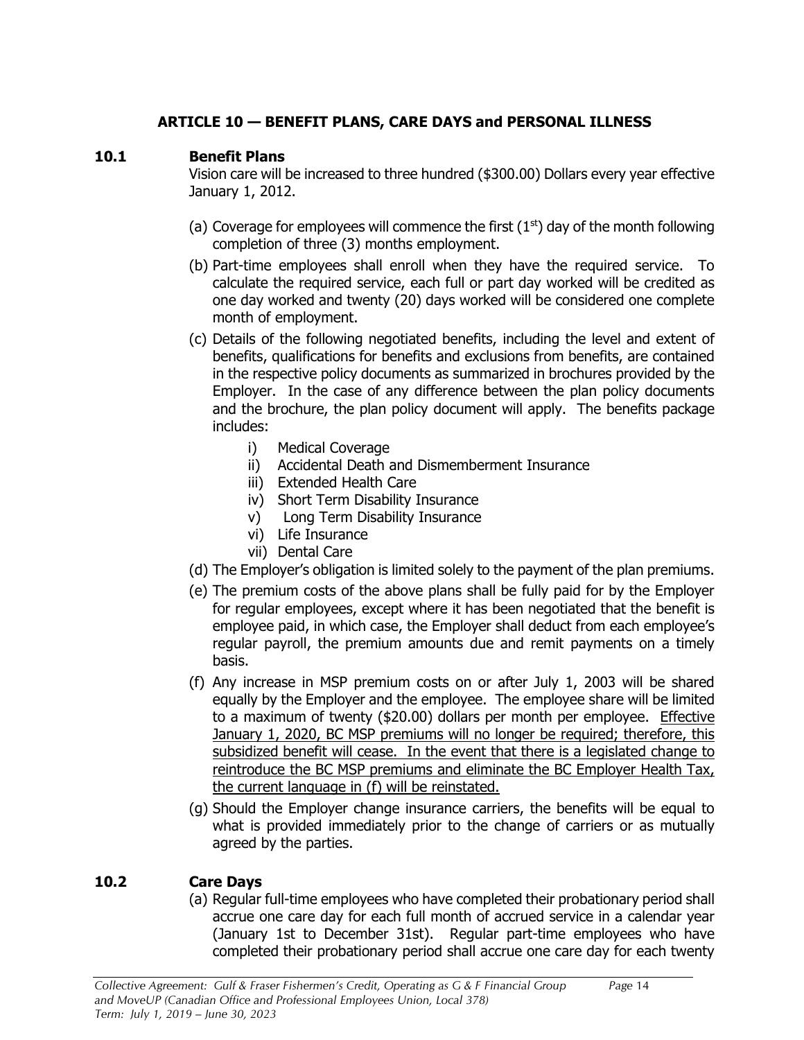## ARTICLE 10 — BENEFIT PLANS, CARE DAYS and PERSONAL ILLNESS

### 10.1 Benefit Plans

Vision care will be increased to three hundred ($300.00) Dollars every year effective January 1, 2012.

(a) Coverage for employees will commence the first (1st) day of the month following completion of three (3) months employment.

(b) Part-time employees shall enroll when they have the required service. To calculate the required service, each full or part day worked will be credited as one day worked and twenty (20) days worked will be considered one complete month of employment.

(c) Details of the following negotiated benefits, including the level and extent of benefits, qualifications for benefits and exclusions from benefits, are contained in the respective policy documents as summarized in brochures provided by the Employer. In the case of any difference between the plan policy documents and the brochure, the plan policy document will apply. The benefits package includes:

   i) Medical Coverage
   ii) Accidental Death and Dismemberment Insurance
   iii) Extended Health Care
   iv) Short Term Disability Insurance
   v) Long Term Disability Insurance
   vi) Life Insurance
   vii) Dental Care

(d) The Employer's obligation is limited solely to the payment of the plan premiums.

(e) The premium costs of the above plans shall be fully paid for by the Employer for regular employees, except where it has been negotiated that the benefit is employee paid, in which case, the Employer shall deduct from each employee's regular payroll, the premium amounts due and remit payments on a timely basis.

(f) Any increase in MSP premium costs on or after July 1, 2003 will be shared equally by the Employer and the employee. The employee share will be limited to a maximum of twenty ($20.00) dollars per month per employee. <u>Effective January 1, 2020, BC MSP premiums will no longer be required; therefore, this subsidized benefit will cease. In the event that there is a legislated change to reintroduce the BC MSP premiums and eliminate the BC Employer Health Tax, the current language in (f) will be reinstated.</u>

(g) Should the Employer change insurance carriers, the benefits will be equal to what is provided immediately prior to the change of carriers or as mutually agreed by the parties.

### 10.2 Care Days

(a) Regular full-time employees who have completed their probationary period shall accrue one care day for each full month of accrued service in a calendar year (January 1st to December 31st). Regular part-time employees who have completed their probationary period shall accrue one care day for each twenty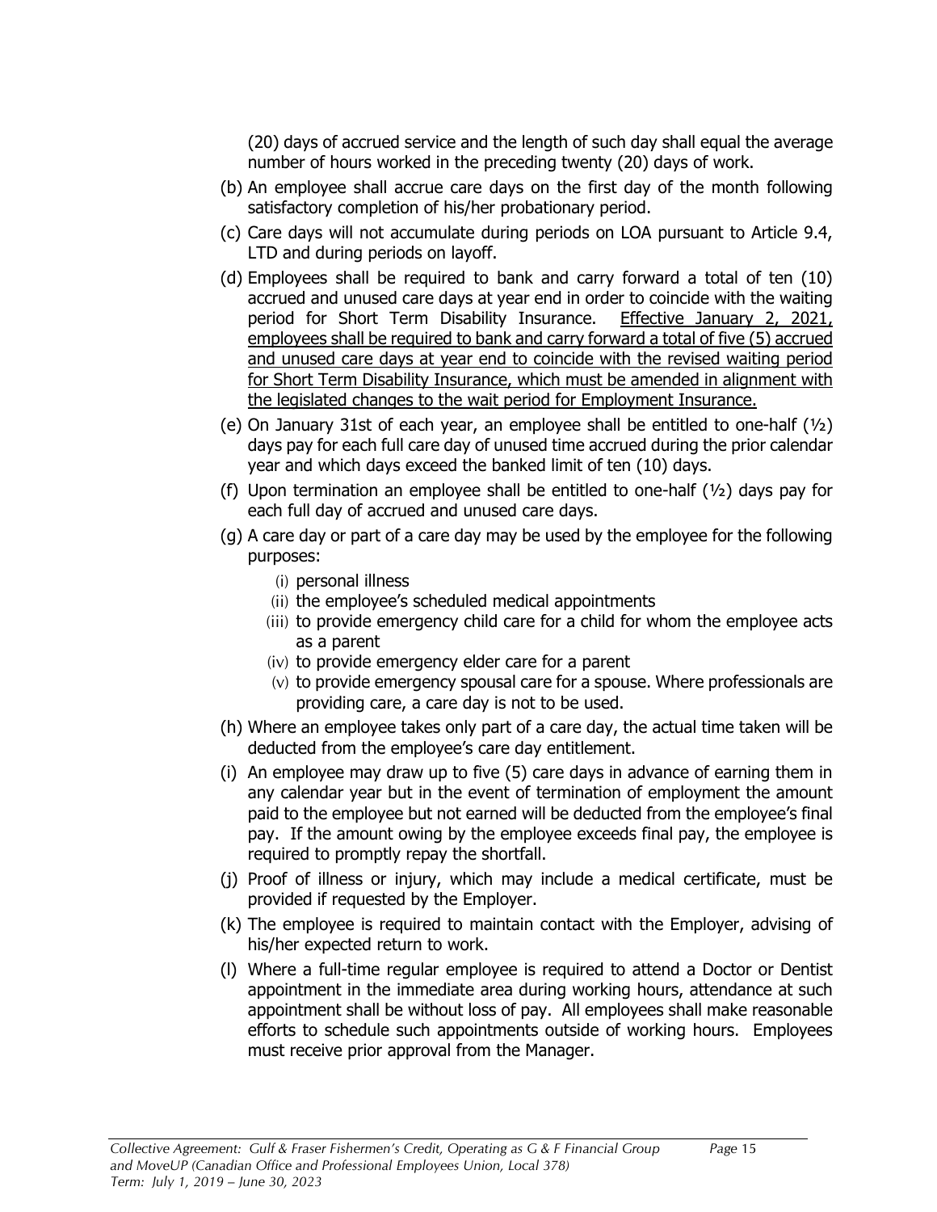(20) days of accrued service and the length of such day shall equal the average number of hours worked in the preceding twenty (20) days of work.

(b) An employee shall accrue care days on the first day of the month following satisfactory completion of his/her probationary period.

(c) Care days will not accumulate during periods on LOA pursuant to Article 9.4, LTD and during periods on layoff.

(d) Employees shall be required to bank and carry forward a total of ten (10) accrued and unused care days at year end in order to coincide with the waiting period for Short Term Disability Insurance. <u>Effective January 2, 2021, employees shall be required to bank and carry forward a total of five (5) accrued and unused care days at year end to coincide with the revised waiting period for Short Term Disability Insurance, which must be amended in alignment with the legislated changes to the wait period for Employment Insurance.</u>

(e) On January 31st of each year, an employee shall be entitled to one-half (½) days pay for each full care day of unused time accrued during the prior calendar year and which days exceed the banked limit of ten (10) days.

(f) Upon termination an employee shall be entitled to one-half (½) days pay for each full day of accrued and unused care days.

(g) A care day or part of a care day may be used by the employee for the following purposes:

   (i) personal illness

   (ii) the employee's scheduled medical appointments

   (iii) to provide emergency child care for a child for whom the employee acts as a parent

   (iv) to provide emergency elder care for a parent

   (v) to provide emergency spousal care for a spouse. Where professionals are providing care, a care day is not to be used.

(h) Where an employee takes only part of a care day, the actual time taken will be deducted from the employee's care day entitlement.

(i) An employee may draw up to five (5) care days in advance of earning them in any calendar year but in the event of termination of employment the amount paid to the employee but not earned will be deducted from the employee's final pay. If the amount owing by the employee exceeds final pay, the employee is required to promptly repay the shortfall.

(j) Proof of illness or injury, which may include a medical certificate, must be provided if requested by the Employer.

(k) The employee is required to maintain contact with the Employer, advising of his/her expected return to work.

(l) Where a full-time regular employee is required to attend a Doctor or Dentist appointment in the immediate area during working hours, attendance at such appointment shall be without loss of pay. All employees shall make reasonable efforts to schedule such appointments outside of working hours. Employees must receive prior approval from the Manager.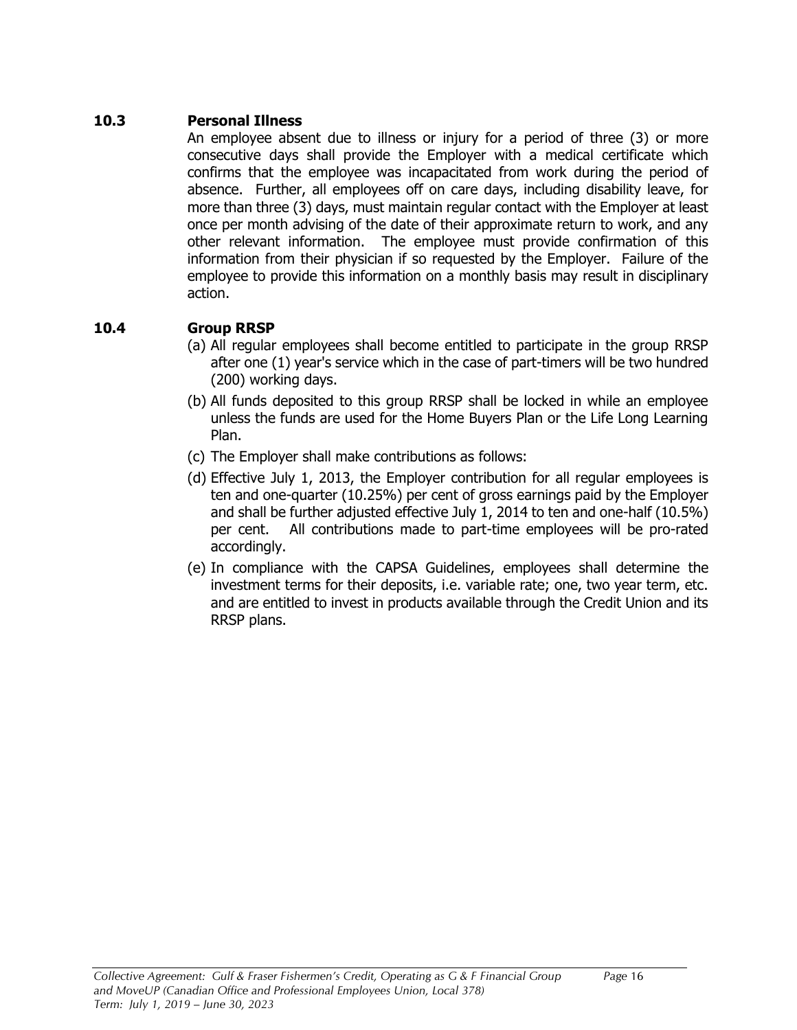### 10.3 Personal Illness

An employee absent due to illness or injury for a period of three (3) or more consecutive days shall provide the Employer with a medical certificate which confirms that the employee was incapacitated from work during the period of absence. Further, all employees off on care days, including disability leave, for more than three (3) days, must maintain regular contact with the Employer at least once per month advising of the date of their approximate return to work, and any other relevant information. The employee must provide confirmation of this information from their physician if so requested by the Employer. Failure of the employee to provide this information on a monthly basis may result in disciplinary action.

### 10.4 Group RRSP

(a) All regular employees shall become entitled to participate in the group RRSP after one (1) year's service which in the case of part-timers will be two hundred (200) working days.

(b) All funds deposited to this group RRSP shall be locked in while an employee unless the funds are used for the Home Buyers Plan or the Life Long Learning Plan.

(c) The Employer shall make contributions as follows:

(d) Effective July 1, 2013, the Employer contribution for all regular employees is ten and one-quarter (10.25%) per cent of gross earnings paid by the Employer and shall be further adjusted effective July 1, 2014 to ten and one-half (10.5%) per cent. All contributions made to part-time employees will be pro-rated accordingly.

(e) In compliance with the CAPSA Guidelines, employees shall determine the investment terms for their deposits, i.e. variable rate; one, two year term, etc. and are entitled to invest in products available through the Credit Union and its RRSP plans.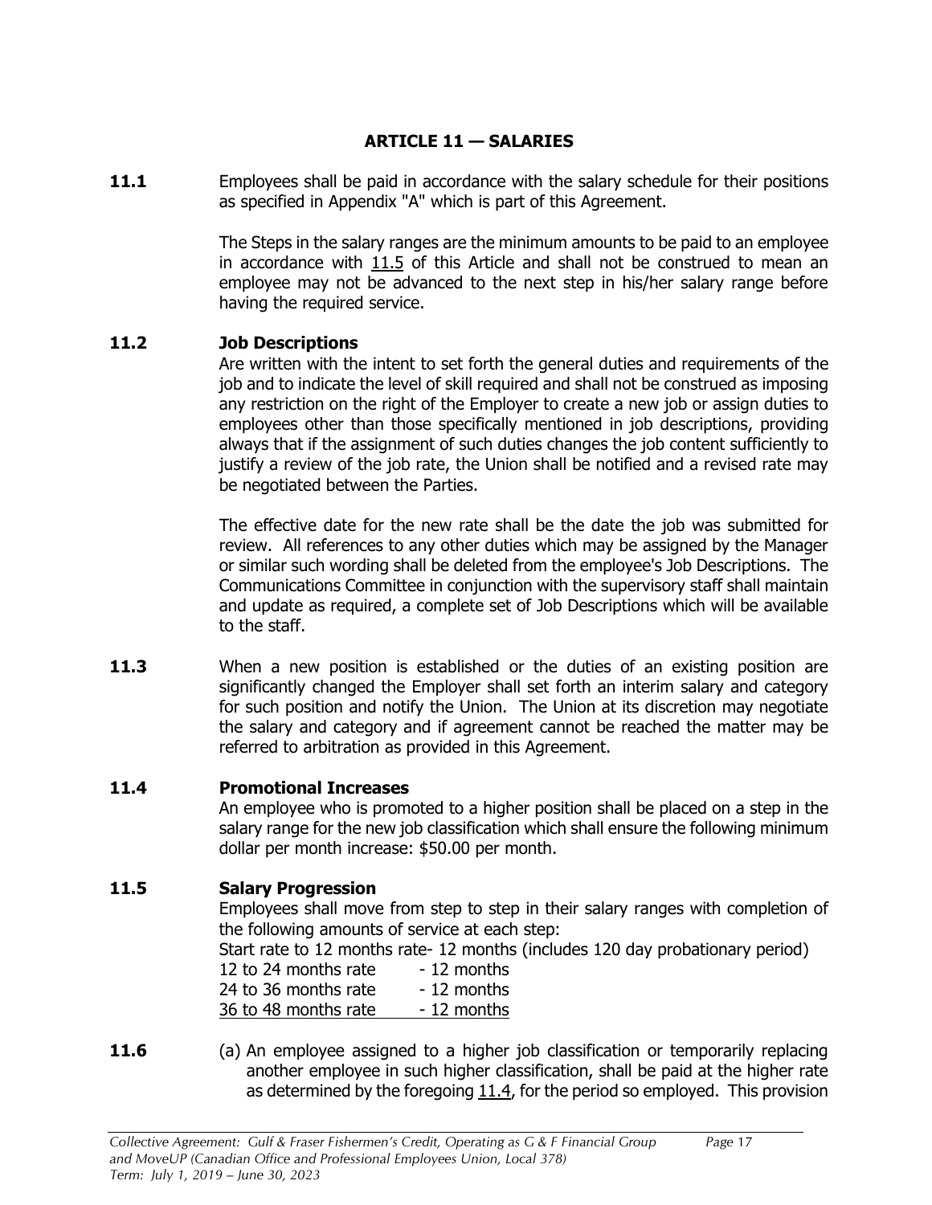## ARTICLE 11 — SALARIES

**11.1** Employees shall be paid in accordance with the salary schedule for their positions as specified in Appendix "A" which is part of this Agreement.

The Steps in the salary ranges are the minimum amounts to be paid to an employee in accordance with 11.5 of this Article and shall not be construed to mean an employee may not be advanced to the next step in his/her salary range before having the required service.

**11.2 Job Descriptions**

Are written with the intent to set forth the general duties and requirements of the job and to indicate the level of skill required and shall not be construed as imposing any restriction on the right of the Employer to create a new job or assign duties to employees other than those specifically mentioned in job descriptions, providing always that if the assignment of such duties changes the job content sufficiently to justify a review of the job rate, the Union shall be notified and a revised rate may be negotiated between the Parties.

The effective date for the new rate shall be the date the job was submitted for review. All references to any other duties which may be assigned by the Manager or similar such wording shall be deleted from the employee's Job Descriptions. The Communications Committee in conjunction with the supervisory staff shall maintain and update as required, a complete set of Job Descriptions which will be available to the staff.

**11.3** When a new position is established or the duties of an existing position are significantly changed the Employer shall set forth an interim salary and category for such position and notify the Union. The Union at its discretion may negotiate the salary and category and if agreement cannot be reached the matter may be referred to arbitration as provided in this Agreement.

**11.4 Promotional Increases**

An employee who is promoted to a higher position shall be placed on a step in the salary range for the new job classification which shall ensure the following minimum dollar per month increase: $50.00 per month.

**11.5 Salary Progression**

Employees shall move from step to step in their salary ranges with completion of the following amounts of service at each step:

Start rate to 12 months rate- 12 months (includes 120 day probationary period)
12 to 24 months rate - 12 months
24 to 36 months rate - 12 months
36 to 48 months rate - 12 months

**11.6** (a) An employee assigned to a higher job classification or temporarily replacing another employee in such higher classification, shall be paid at the higher rate as determined by the foregoing 11.4, for the period so employed. This provision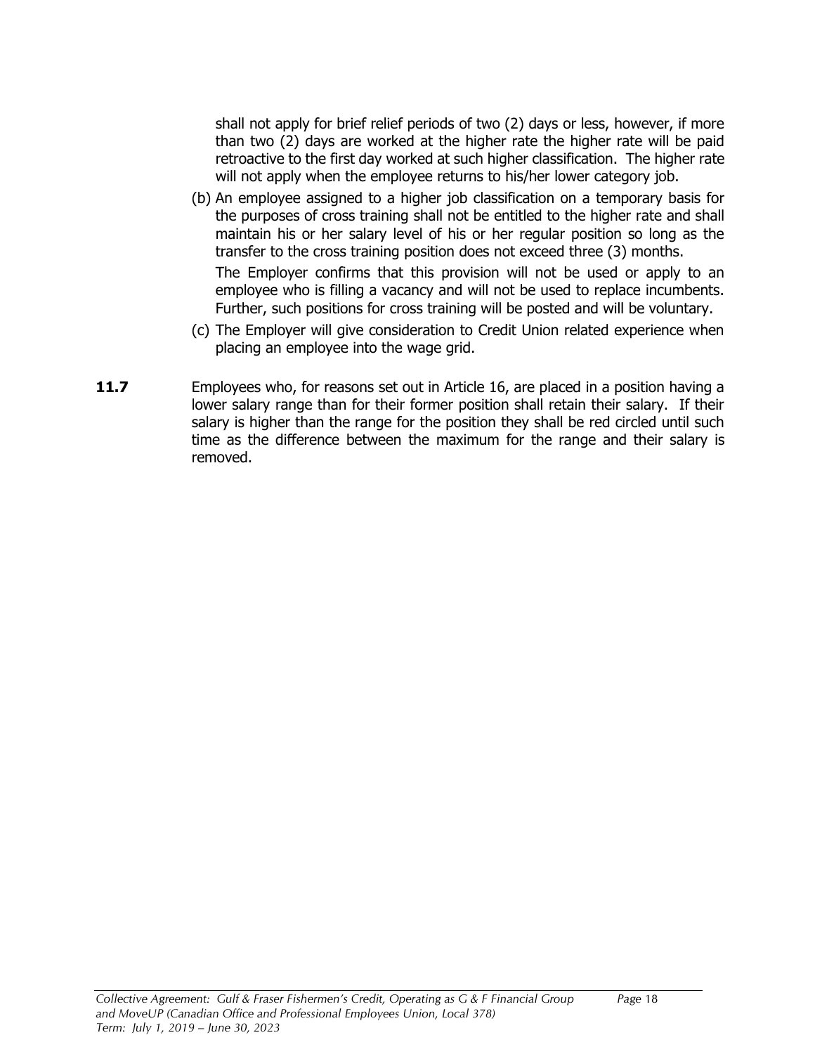shall not apply for brief relief periods of two (2) days or less, however, if more than two (2) days are worked at the higher rate the higher rate will be paid retroactive to the first day worked at such higher classification. The higher rate will not apply when the employee returns to his/her lower category job.

(b) An employee assigned to a higher job classification on a temporary basis for the purposes of cross training shall not be entitled to the higher rate and shall maintain his or her salary level of his or her regular position so long as the transfer to the cross training position does not exceed three (3) months.

The Employer confirms that this provision will not be used or apply to an employee who is filling a vacancy and will not be used to replace incumbents. Further, such positions for cross training will be posted and will be voluntary.

(c) The Employer will give consideration to Credit Union related experience when placing an employee into the wage grid.

**11.7** Employees who, for reasons set out in Article 16, are placed in a position having a lower salary range than for their former position shall retain their salary. If their salary is higher than the range for the position they shall be red circled until such time as the difference between the maximum for the range and their salary is removed.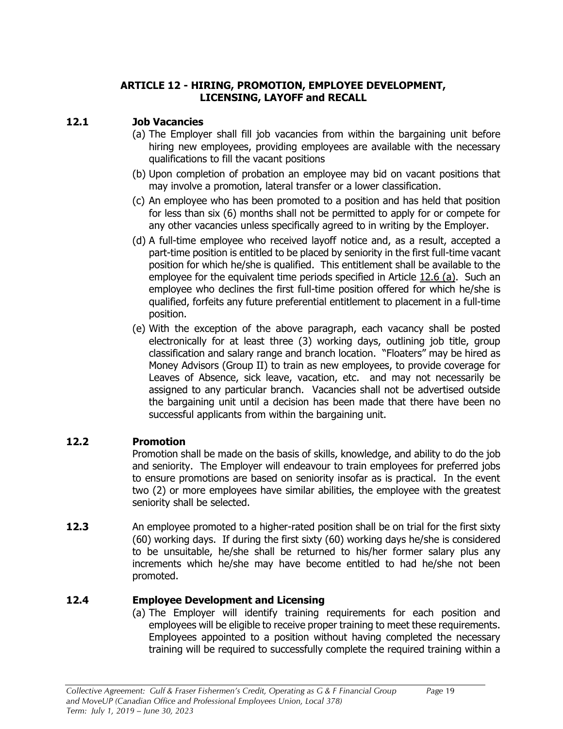## ARTICLE 12 - HIRING, PROMOTION, EMPLOYEE DEVELOPMENT, LICENSING, LAYOFF and RECALL

### 12.1 Job Vacancies

(a) The Employer shall fill job vacancies from within the bargaining unit before hiring new employees, providing employees are available with the necessary qualifications to fill the vacant positions

(b) Upon completion of probation an employee may bid on vacant positions that may involve a promotion, lateral transfer or a lower classification.

(c) An employee who has been promoted to a position and has held that position for less than six (6) months shall not be permitted to apply for or compete for any other vacancies unless specifically agreed to in writing by the Employer.

(d) A full-time employee who received layoff notice and, as a result, accepted a part-time position is entitled to be placed by seniority in the first full-time vacant position for which he/she is qualified. This entitlement shall be available to the employee for the equivalent time periods specified in Article 12.6 (a). Such an employee who declines the first full-time position offered for which he/she is qualified, forfeits any future preferential entitlement to placement in a full-time position.

(e) With the exception of the above paragraph, each vacancy shall be posted electronically for at least three (3) working days, outlining job title, group classification and salary range and branch location. "Floaters" may be hired as Money Advisors (Group II) to train as new employees, to provide coverage for Leaves of Absence, sick leave, vacation, etc. and may not necessarily be assigned to any particular branch. Vacancies shall not be advertised outside the bargaining unit until a decision has been made that there have been no successful applicants from within the bargaining unit.

### 12.2 Promotion

Promotion shall be made on the basis of skills, knowledge, and ability to do the job and seniority. The Employer will endeavour to train employees for preferred jobs to ensure promotions are based on seniority insofar as is practical. In the event two (2) or more employees have similar abilities, the employee with the greatest seniority shall be selected.

**12.3** An employee promoted to a higher-rated position shall be on trial for the first sixty (60) working days. If during the first sixty (60) working days he/she is considered to be unsuitable, he/she shall be returned to his/her former salary plus any increments which he/she may have become entitled to had he/she not been promoted.

### 12.4 Employee Development and Licensing

(a) The Employer will identify training requirements for each position and employees will be eligible to receive proper training to meet these requirements. Employees appointed to a position without having completed the necessary training will be required to successfully complete the required training within a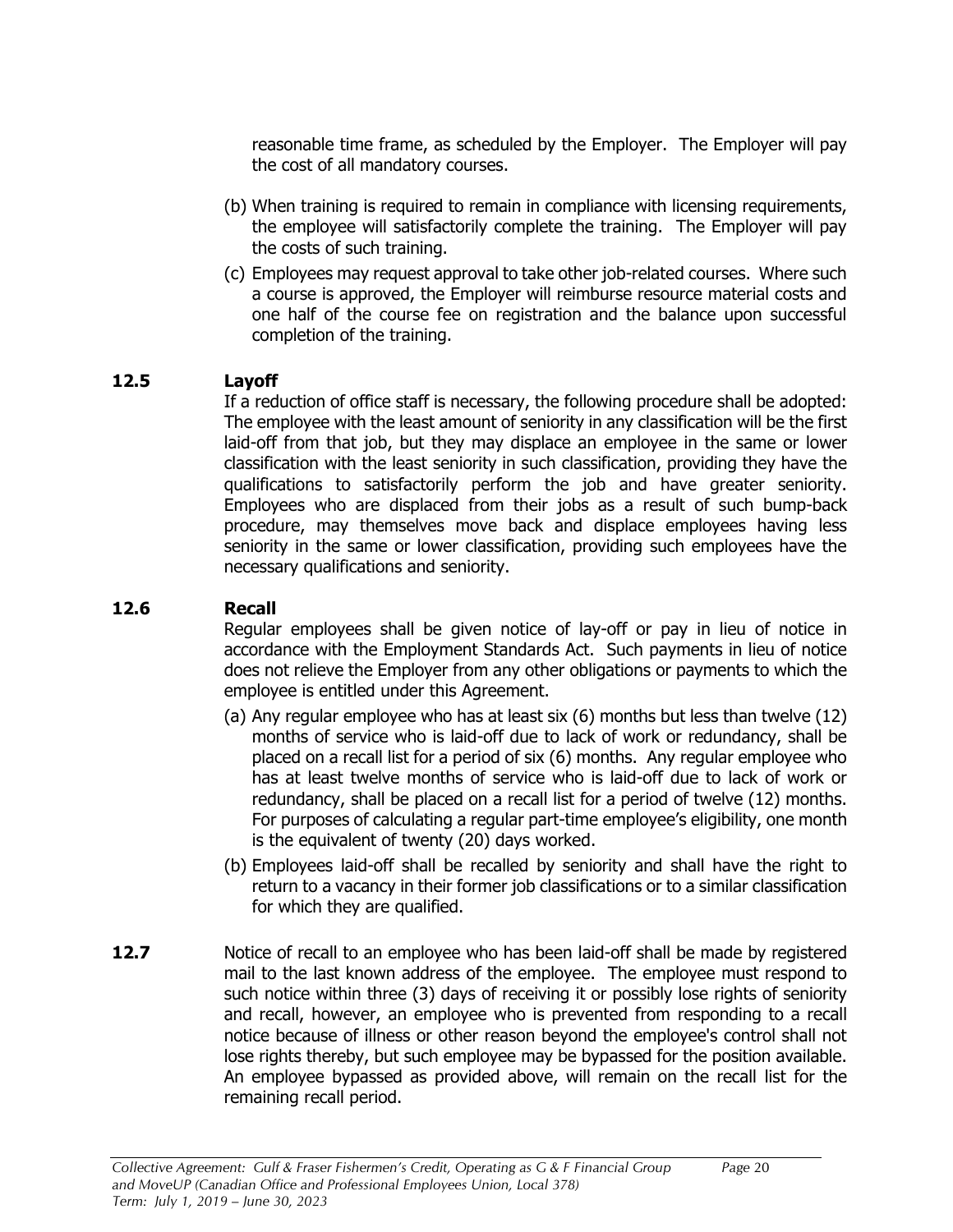reasonable time frame, as scheduled by the Employer. The Employer will pay the cost of all mandatory courses.

(b) When training is required to remain in compliance with licensing requirements, the employee will satisfactorily complete the training. The Employer will pay the costs of such training.

(c) Employees may request approval to take other job-related courses. Where such a course is approved, the Employer will reimburse resource material costs and one half of the course fee on registration and the balance upon successful completion of the training.

**12.5 Layoff**

If a reduction of office staff is necessary, the following procedure shall be adopted: The employee with the least amount of seniority in any classification will be the first laid-off from that job, but they may displace an employee in the same or lower classification with the least seniority in such classification, providing they have the qualifications to satisfactorily perform the job and have greater seniority. Employees who are displaced from their jobs as a result of such bump-back procedure, may themselves move back and displace employees having less seniority in the same or lower classification, providing such employees have the necessary qualifications and seniority.

**12.6 Recall**

Regular employees shall be given notice of lay-off or pay in lieu of notice in accordance with the Employment Standards Act. Such payments in lieu of notice does not relieve the Employer from any other obligations or payments to which the employee is entitled under this Agreement.

(a) Any regular employee who has at least six (6) months but less than twelve (12) months of service who is laid-off due to lack of work or redundancy, shall be placed on a recall list for a period of six (6) months. Any regular employee who has at least twelve months of service who is laid-off due to lack of work or redundancy, shall be placed on a recall list for a period of twelve (12) months. For purposes of calculating a regular part-time employee's eligibility, one month is the equivalent of twenty (20) days worked.

(b) Employees laid-off shall be recalled by seniority and shall have the right to return to a vacancy in their former job classifications or to a similar classification for which they are qualified.

**12.7** Notice of recall to an employee who has been laid-off shall be made by registered mail to the last known address of the employee. The employee must respond to such notice within three (3) days of receiving it or possibly lose rights of seniority and recall, however, an employee who is prevented from responding to a recall notice because of illness or other reason beyond the employee's control shall not lose rights thereby, but such employee may be bypassed for the position available. An employee bypassed as provided above, will remain on the recall list for the remaining recall period.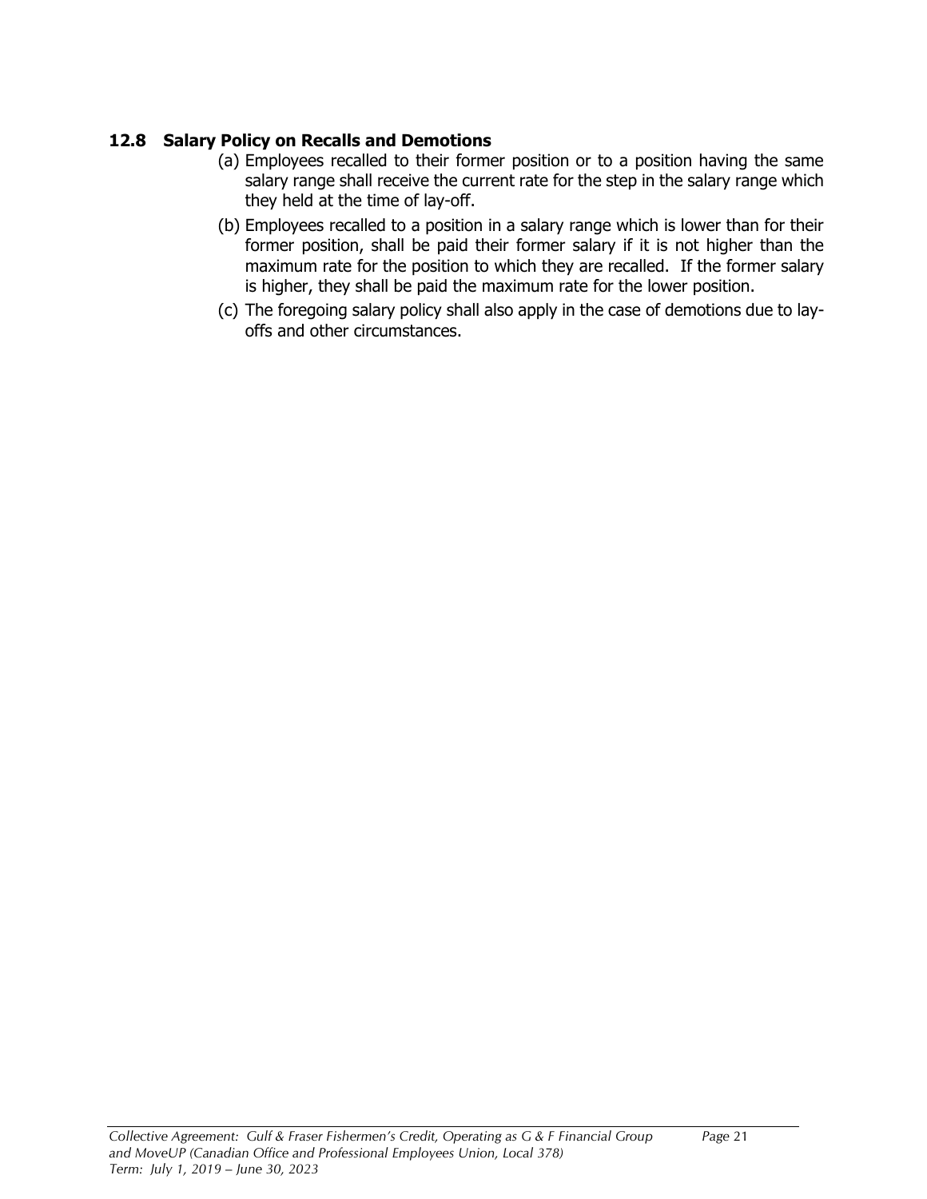### 12.8 Salary Policy on Recalls and Demotions

(a) Employees recalled to their former position or to a position having the same salary range shall receive the current rate for the step in the salary range which they held at the time of lay-off.

(b) Employees recalled to a position in a salary range which is lower than for their former position, shall be paid their former salary if it is not higher than the maximum rate for the position to which they are recalled. If the former salary is higher, they shall be paid the maximum rate for the lower position.

(c) The foregoing salary policy shall also apply in the case of demotions due to lay-offs and other circumstances.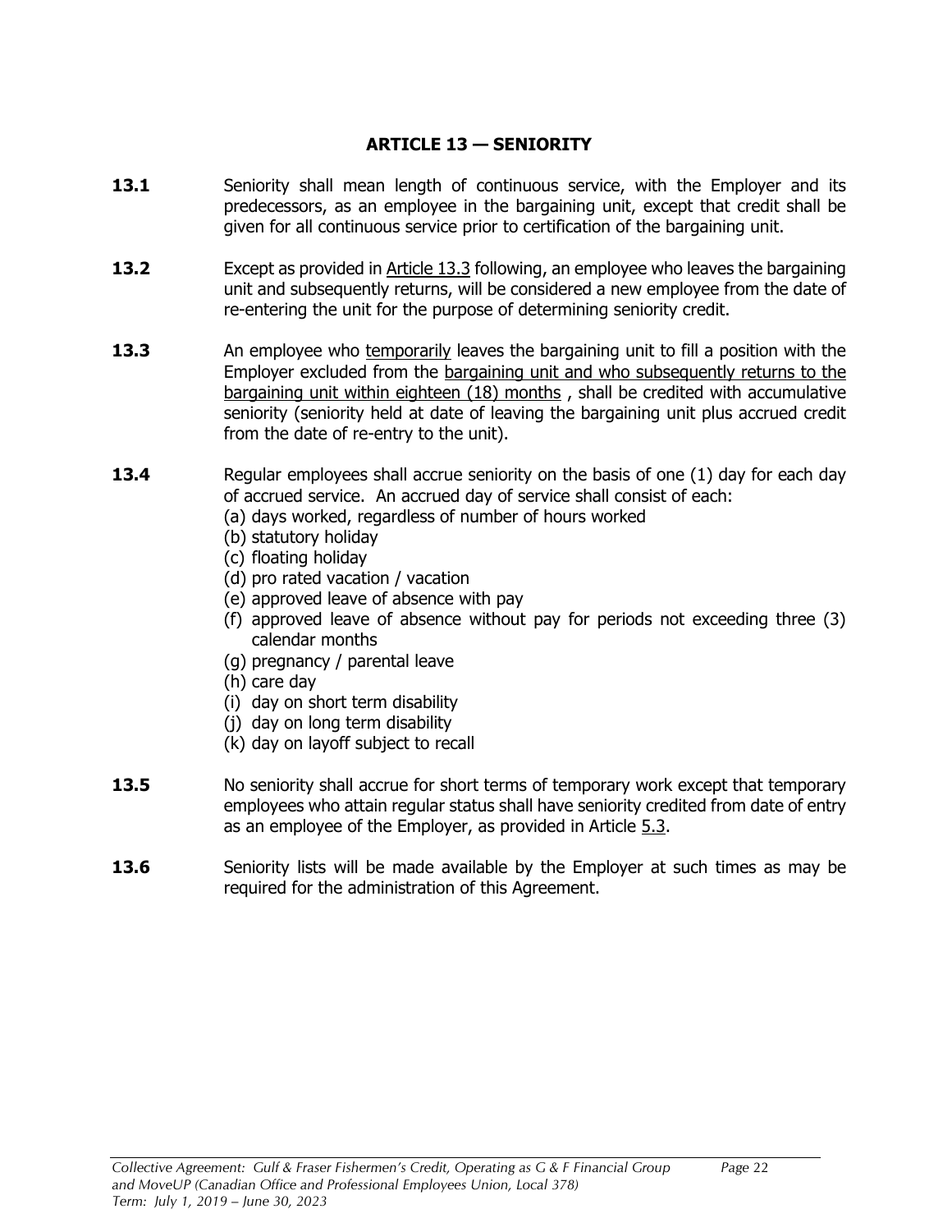## ARTICLE 13 — SENIORITY

**13.1** Seniority shall mean length of continuous service, with the Employer and its predecessors, as an employee in the bargaining unit, except that credit shall be given for all continuous service prior to certification of the bargaining unit.

**13.2** Except as provided in Article 13.3 following, an employee who leaves the bargaining unit and subsequently returns, will be considered a new employee from the date of re-entering the unit for the purpose of determining seniority credit.

**13.3** An employee who temporarily leaves the bargaining unit to fill a position with the Employer excluded from the bargaining unit and who subsequently returns to the bargaining unit within eighteen (18) months , shall be credited with accumulative seniority (seniority held at date of leaving the bargaining unit plus accrued credit from the date of re-entry to the unit).

**13.4** Regular employees shall accrue seniority on the basis of one (1) day for each day of accrued service. An accrued day of service shall consist of each:

(a) days worked, regardless of number of hours worked
(b) statutory holiday
(c) floating holiday
(d) pro rated vacation / vacation
(e) approved leave of absence with pay
(f) approved leave of absence without pay for periods not exceeding three (3) calendar months
(g) pregnancy / parental leave
(h) care day
(i) day on short term disability
(j) day on long term disability
(k) day on layoff subject to recall

**13.5** No seniority shall accrue for short terms of temporary work except that temporary employees who attain regular status shall have seniority credited from date of entry as an employee of the Employer, as provided in Article 5.3.

**13.6** Seniority lists will be made available by the Employer at such times as may be required for the administration of this Agreement.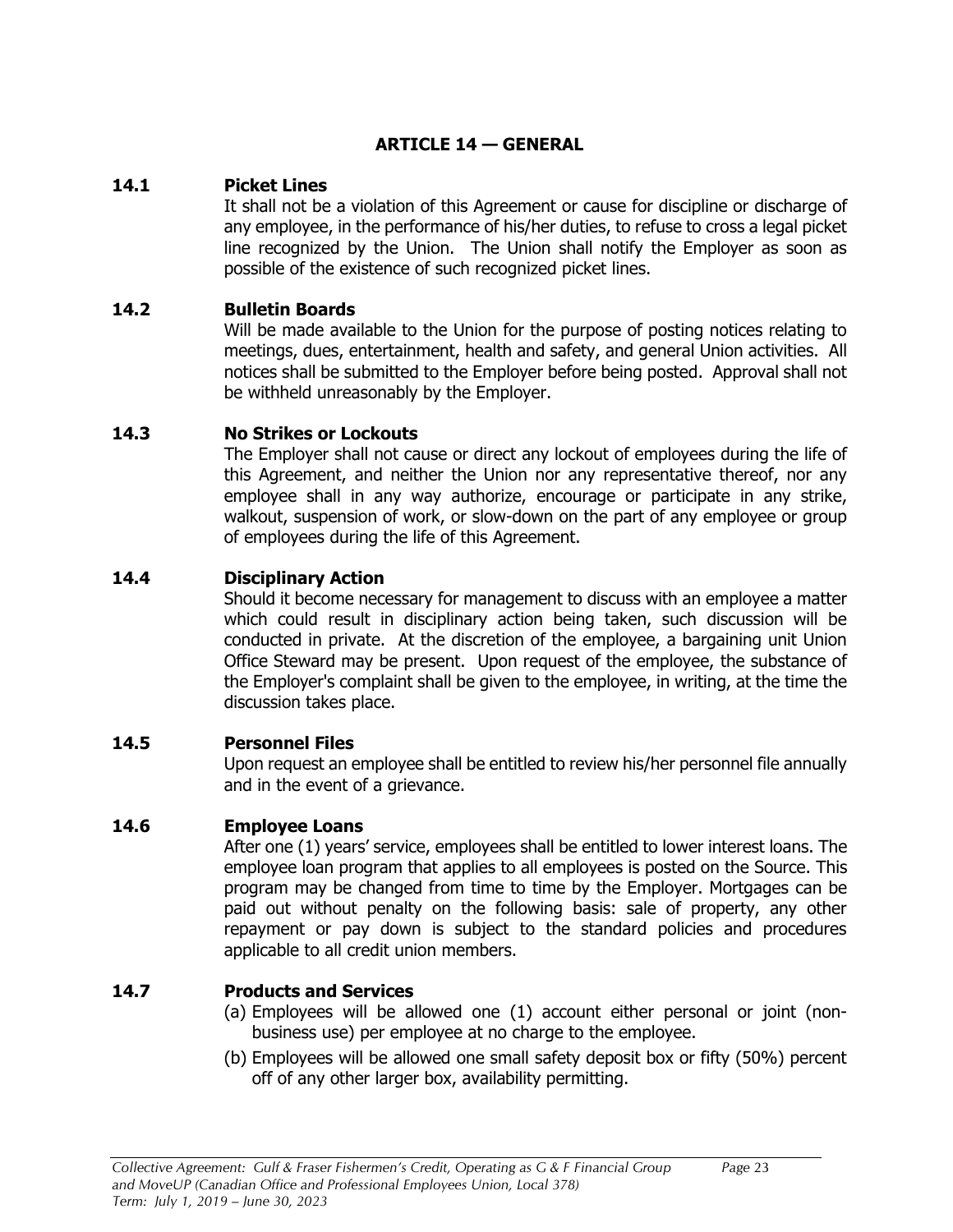## ARTICLE 14 — GENERAL

### 14.1 Picket Lines

It shall not be a violation of this Agreement or cause for discipline or discharge of any employee, in the performance of his/her duties, to refuse to cross a legal picket line recognized by the Union. The Union shall notify the Employer as soon as possible of the existence of such recognized picket lines.

### 14.2 Bulletin Boards

Will be made available to the Union for the purpose of posting notices relating to meetings, dues, entertainment, health and safety, and general Union activities. All notices shall be submitted to the Employer before being posted. Approval shall not be withheld unreasonably by the Employer.

### 14.3 No Strikes or Lockouts

The Employer shall not cause or direct any lockout of employees during the life of this Agreement, and neither the Union nor any representative thereof, nor any employee shall in any way authorize, encourage or participate in any strike, walkout, suspension of work, or slow-down on the part of any employee or group of employees during the life of this Agreement.

### 14.4 Disciplinary Action

Should it become necessary for management to discuss with an employee a matter which could result in disciplinary action being taken, such discussion will be conducted in private. At the discretion of the employee, a bargaining unit Union Office Steward may be present. Upon request of the employee, the substance of the Employer's complaint shall be given to the employee, in writing, at the time the discussion takes place.

### 14.5 Personnel Files

Upon request an employee shall be entitled to review his/her personnel file annually and in the event of a grievance.

### 14.6 Employee Loans

After one (1) years' service, employees shall be entitled to lower interest loans. The employee loan program that applies to all employees is posted on the Source. This program may be changed from time to time by the Employer. Mortgages can be paid out without penalty on the following basis: sale of property, any other repayment or pay down is subject to the standard policies and procedures applicable to all credit union members.

### 14.7 Products and Services

(a) Employees will be allowed one (1) account either personal or joint (non-business use) per employee at no charge to the employee.

(b) Employees will be allowed one small safety deposit box or fifty (50%) percent off of any other larger box, availability permitting.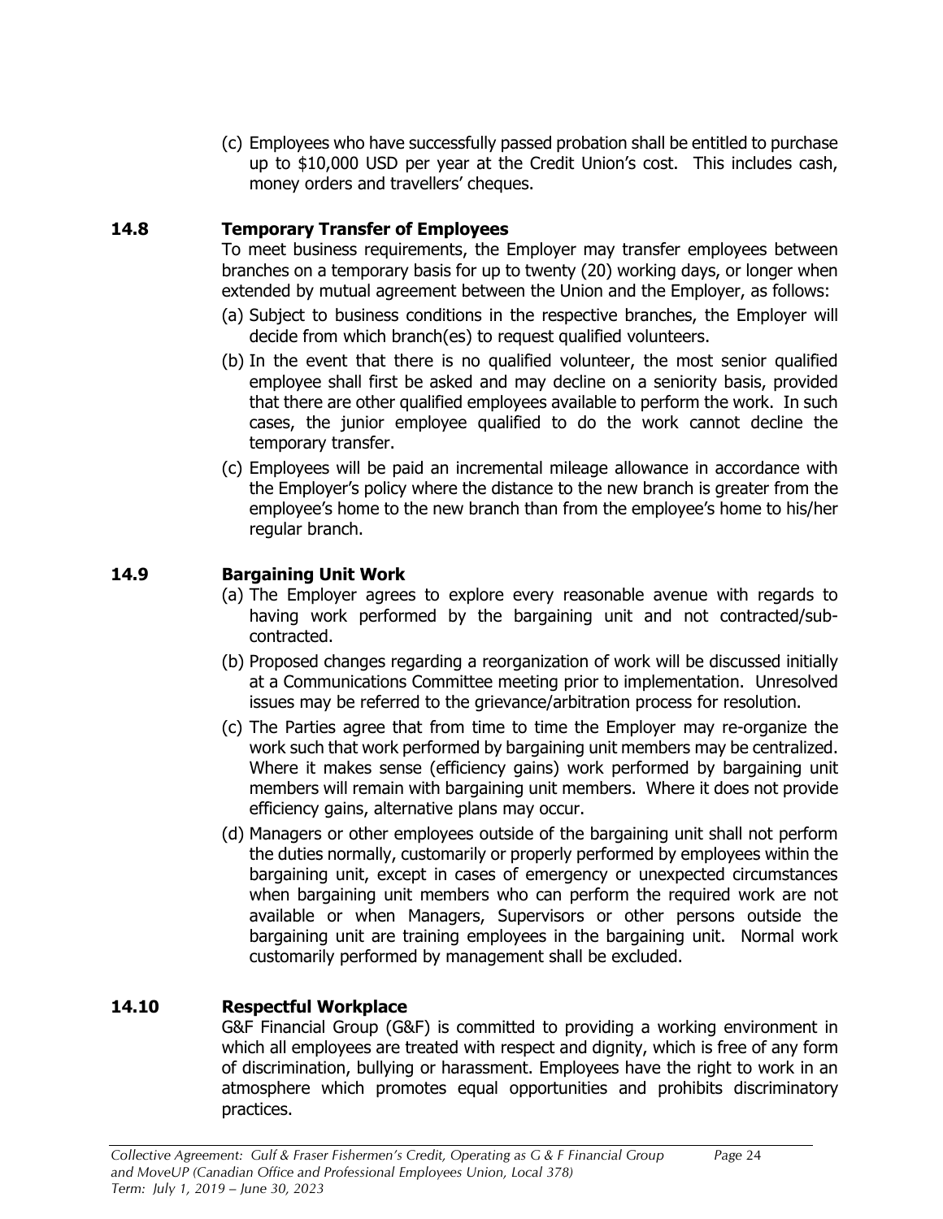(c) Employees who have successfully passed probation shall be entitled to purchase up to $10,000 USD per year at the Credit Union's cost. This includes cash, money orders and travellers' cheques.

### 14.8 Temporary Transfer of Employees

To meet business requirements, the Employer may transfer employees between branches on a temporary basis for up to twenty (20) working days, or longer when extended by mutual agreement between the Union and the Employer, as follows:

(a) Subject to business conditions in the respective branches, the Employer will decide from which branch(es) to request qualified volunteers.

(b) In the event that there is no qualified volunteer, the most senior qualified employee shall first be asked and may decline on a seniority basis, provided that there are other qualified employees available to perform the work. In such cases, the junior employee qualified to do the work cannot decline the temporary transfer.

(c) Employees will be paid an incremental mileage allowance in accordance with the Employer's policy where the distance to the new branch is greater from the employee's home to the new branch than from the employee's home to his/her regular branch.

### 14.9 Bargaining Unit Work

(a) The Employer agrees to explore every reasonable avenue with regards to having work performed by the bargaining unit and not contracted/sub-contracted.

(b) Proposed changes regarding a reorganization of work will be discussed initially at a Communications Committee meeting prior to implementation. Unresolved issues may be referred to the grievance/arbitration process for resolution.

(c) The Parties agree that from time to time the Employer may re-organize the work such that work performed by bargaining unit members may be centralized. Where it makes sense (efficiency gains) work performed by bargaining unit members will remain with bargaining unit members. Where it does not provide efficiency gains, alternative plans may occur.

(d) Managers or other employees outside of the bargaining unit shall not perform the duties normally, customarily or properly performed by employees within the bargaining unit, except in cases of emergency or unexpected circumstances when bargaining unit members who can perform the required work are not available or when Managers, Supervisors or other persons outside the bargaining unit are training employees in the bargaining unit. Normal work customarily performed by management shall be excluded.

### 14.10 Respectful Workplace

G&F Financial Group (G&F) is committed to providing a working environment in which all employees are treated with respect and dignity, which is free of any form of discrimination, bullying or harassment. Employees have the right to work in an atmosphere which promotes equal opportunities and prohibits discriminatory practices.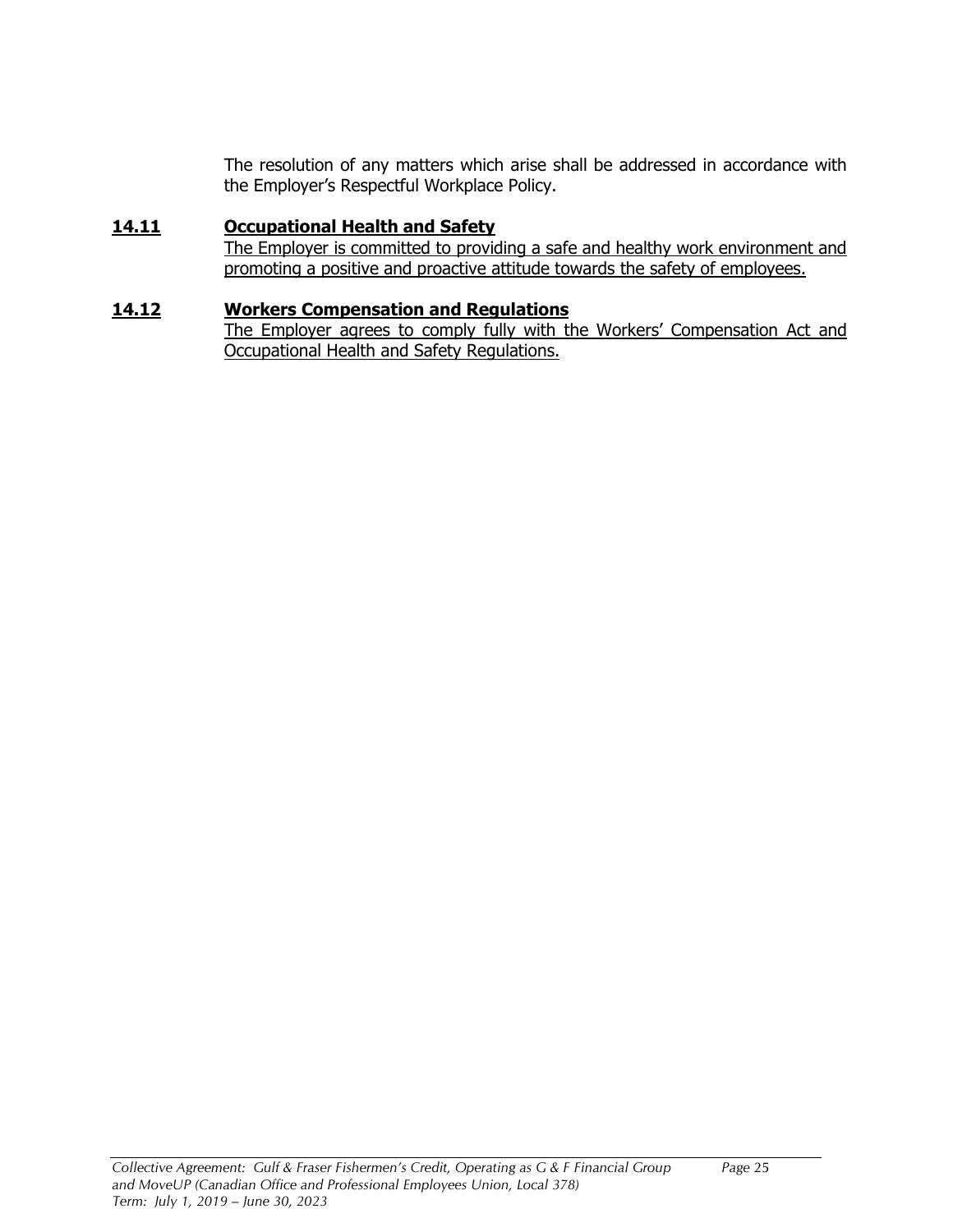The resolution of any matters which arise shall be addressed in accordance with the Employer's Respectful Workplace Policy.

### 14.11 Occupational Health and Safety

The Employer is committed to providing a safe and healthy work environment and promoting a positive and proactive attitude towards the safety of employees.

### 14.12 Workers Compensation and Regulations

The Employer agrees to comply fully with the Workers' Compensation Act and Occupational Health and Safety Regulations.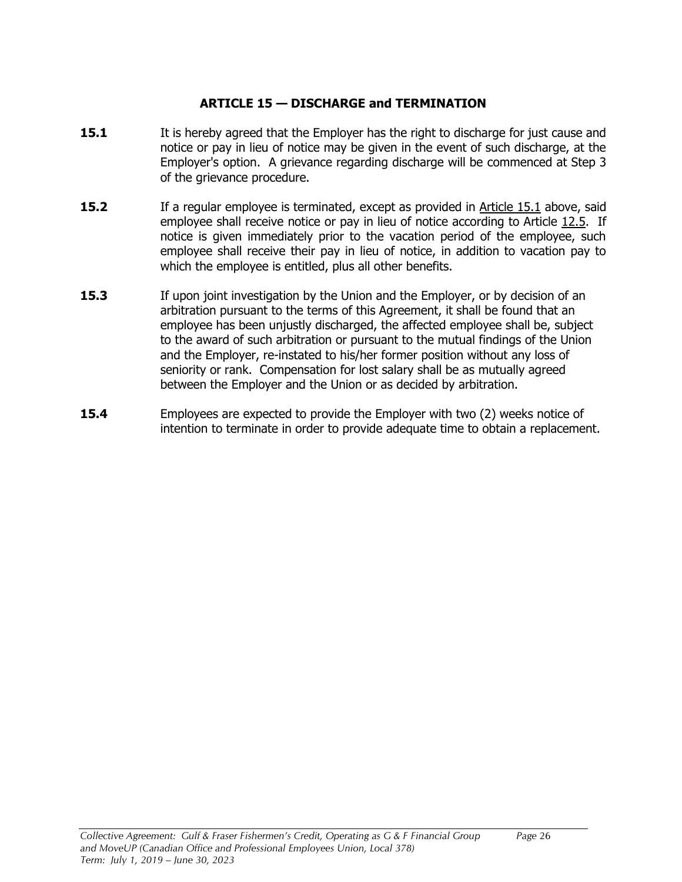## ARTICLE 15 — DISCHARGE and TERMINATION

**15.1** It is hereby agreed that the Employer has the right to discharge for just cause and notice or pay in lieu of notice may be given in the event of such discharge, at the Employer's option. A grievance regarding discharge will be commenced at Step 3 of the grievance procedure.

**15.2** If a regular employee is terminated, except as provided in Article 15.1 above, said employee shall receive notice or pay in lieu of notice according to Article 12.5. If notice is given immediately prior to the vacation period of the employee, such employee shall receive their pay in lieu of notice, in addition to vacation pay to which the employee is entitled, plus all other benefits.

**15.3** If upon joint investigation by the Union and the Employer, or by decision of an arbitration pursuant to the terms of this Agreement, it shall be found that an employee has been unjustly discharged, the affected employee shall be, subject to the award of such arbitration or pursuant to the mutual findings of the Union and the Employer, re-instated to his/her former position without any loss of seniority or rank. Compensation for lost salary shall be as mutually agreed between the Employer and the Union or as decided by arbitration.

**15.4** Employees are expected to provide the Employer with two (2) weeks notice of intention to terminate in order to provide adequate time to obtain a replacement.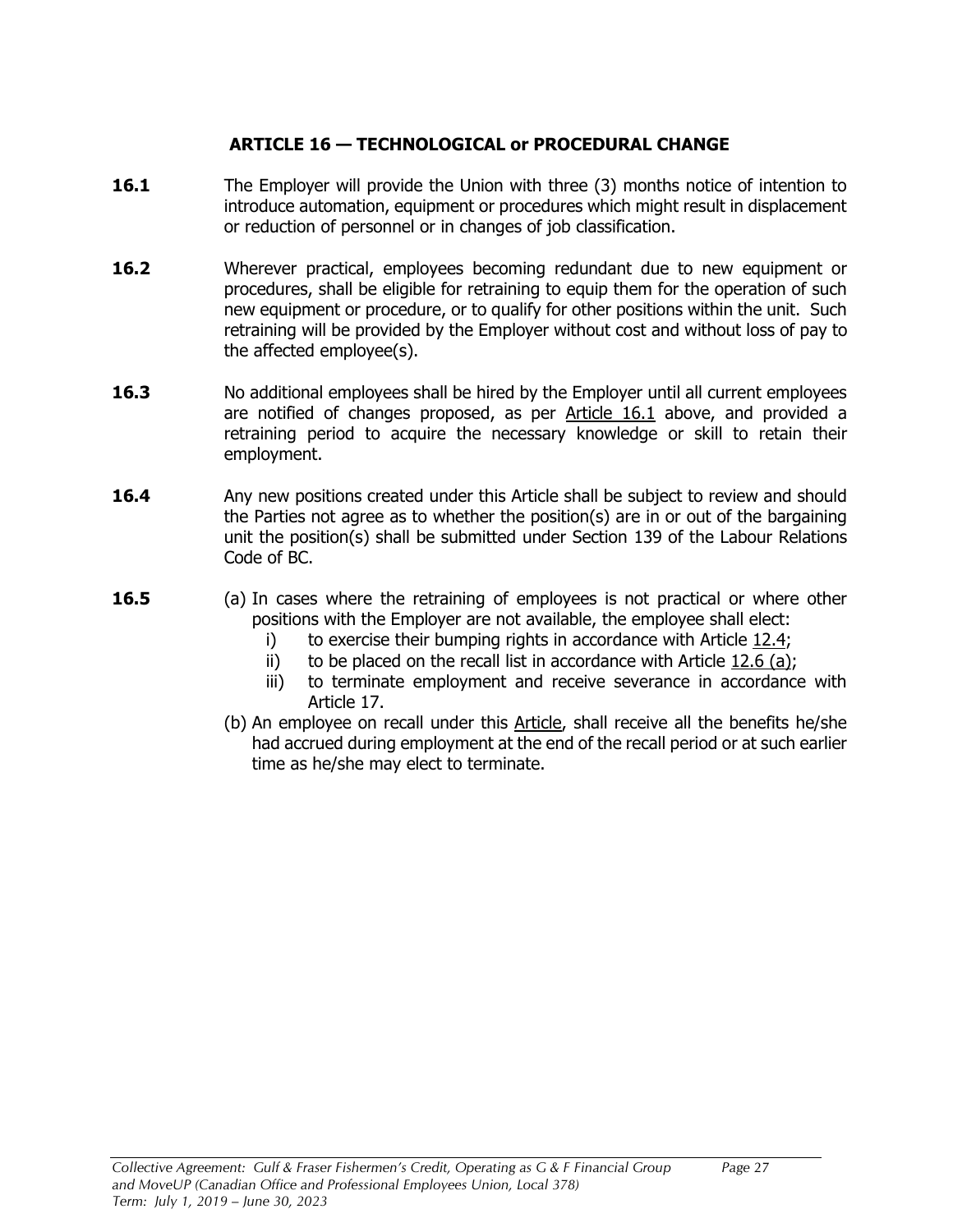## ARTICLE 16 — TECHNOLOGICAL or PROCEDURAL CHANGE

**16.1** The Employer will provide the Union with three (3) months notice of intention to introduce automation, equipment or procedures which might result in displacement or reduction of personnel or in changes of job classification.

**16.2** Wherever practical, employees becoming redundant due to new equipment or procedures, shall be eligible for retraining to equip them for the operation of such new equipment or procedure, or to qualify for other positions within the unit. Such retraining will be provided by the Employer without cost and without loss of pay to the affected employee(s).

**16.3** No additional employees shall be hired by the Employer until all current employees are notified of changes proposed, as per Article 16.1 above, and provided a retraining period to acquire the necessary knowledge or skill to retain their employment.

**16.4** Any new positions created under this Article shall be subject to review and should the Parties not agree as to whether the position(s) are in or out of the bargaining unit the position(s) shall be submitted under Section 139 of the Labour Relations Code of BC.

**16.5** (a) In cases where the retraining of employees is not practical or where other positions with the Employer are not available, the employee shall elect:

i) to exercise their bumping rights in accordance with Article 12.4;

ii) to be placed on the recall list in accordance with Article 12.6 (a);

iii) to terminate employment and receive severance in accordance with Article 17.

(b) An employee on recall under this Article, shall receive all the benefits he/she had accrued during employment at the end of the recall period or at such earlier time as he/she may elect to terminate.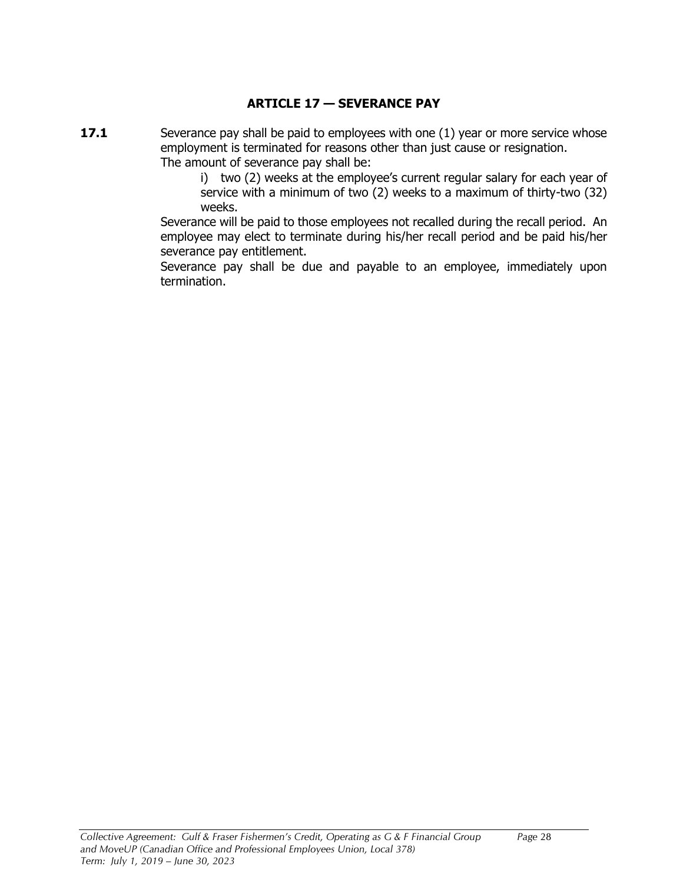## ARTICLE 17 — SEVERANCE PAY

**17.1** Severance pay shall be paid to employees with one (1) year or more service whose employment is terminated for reasons other than just cause or resignation.

The amount of severance pay shall be:

i) two (2) weeks at the employee's current regular salary for each year of service with a minimum of two (2) weeks to a maximum of thirty-two (32) weeks.

Severance will be paid to those employees not recalled during the recall period. An employee may elect to terminate during his/her recall period and be paid his/her severance pay entitlement.

Severance pay shall be due and payable to an employee, immediately upon termination.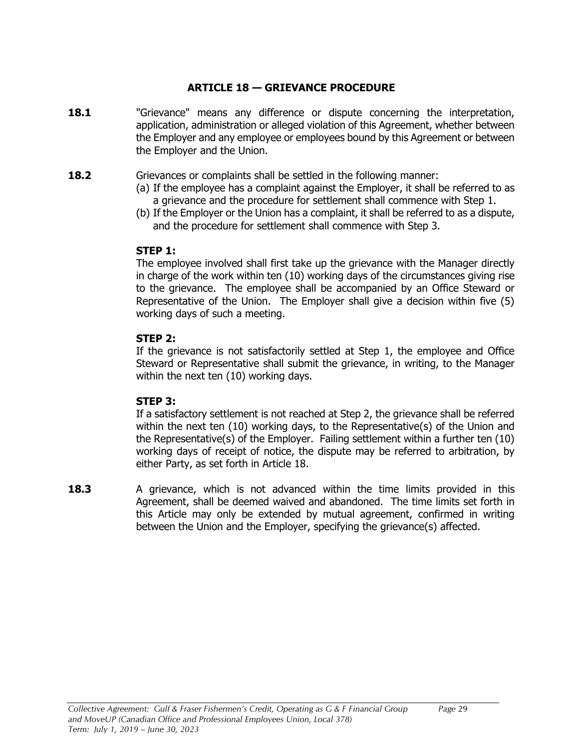## ARTICLE 18 — GRIEVANCE PROCEDURE

**18.1** "Grievance" means any difference or dispute concerning the interpretation, application, administration or alleged violation of this Agreement, whether between the Employer and any employee or employees bound by this Agreement or between the Employer and the Union.

**18.2** Grievances or complaints shall be settled in the following manner:

(a) If the employee has a complaint against the Employer, it shall be referred to as a grievance and the procedure for settlement shall commence with Step 1.

(b) If the Employer or the Union has a complaint, it shall be referred to as a dispute, and the procedure for settlement shall commence with Step 3.

**STEP 1:**

The employee involved shall first take up the grievance with the Manager directly in charge of the work within ten (10) working days of the circumstances giving rise to the grievance. The employee shall be accompanied by an Office Steward or Representative of the Union. The Employer shall give a decision within five (5) working days of such a meeting.

**STEP 2:**

If the grievance is not satisfactorily settled at Step 1, the employee and Office Steward or Representative shall submit the grievance, in writing, to the Manager within the next ten (10) working days.

**STEP 3:**

If a satisfactory settlement is not reached at Step 2, the grievance shall be referred within the next ten (10) working days, to the Representative(s) of the Union and the Representative(s) of the Employer. Failing settlement within a further ten (10) working days of receipt of notice, the dispute may be referred to arbitration, by either Party, as set forth in Article 18.

**18.3** A grievance, which is not advanced within the time limits provided in this Agreement, shall be deemed waived and abandoned. The time limits set forth in this Article may only be extended by mutual agreement, confirmed in writing between the Union and the Employer, specifying the grievance(s) affected.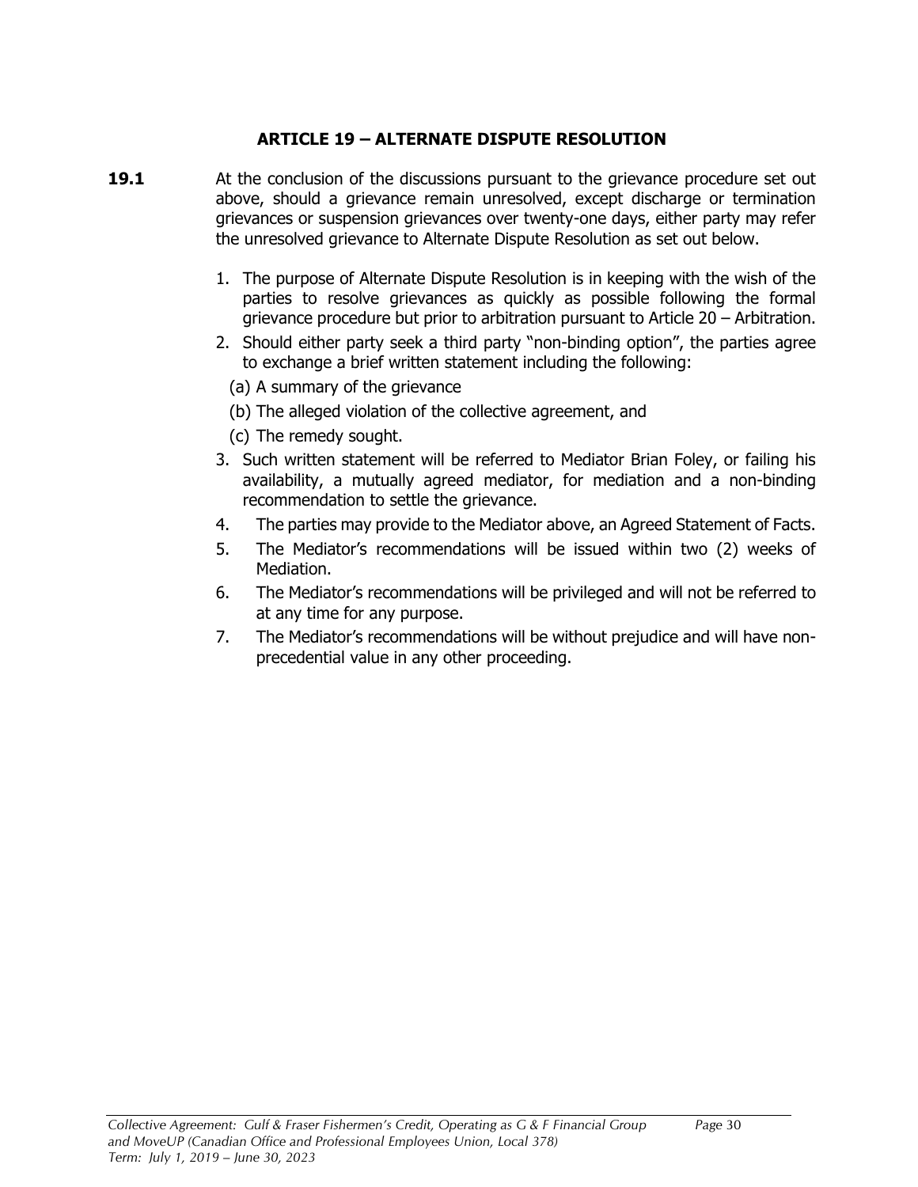## ARTICLE 19 – ALTERNATE DISPUTE RESOLUTION

**19.1** At the conclusion of the discussions pursuant to the grievance procedure set out above, should a grievance remain unresolved, except discharge or termination grievances or suspension grievances over twenty-one days, either party may refer the unresolved grievance to Alternate Dispute Resolution as set out below.

1. The purpose of Alternate Dispute Resolution is in keeping with the wish of the parties to resolve grievances as quickly as possible following the formal grievance procedure but prior to arbitration pursuant to Article 20 – Arbitration.
2. Should either party seek a third party "non-binding option", the parties agree to exchange a brief written statement including the following:
   (a) A summary of the grievance
   (b) The alleged violation of the collective agreement, and
   (c) The remedy sought.
3. Such written statement will be referred to Mediator Brian Foley, or failing his availability, a mutually agreed mediator, for mediation and a non-binding recommendation to settle the grievance.
4. The parties may provide to the Mediator above, an Agreed Statement of Facts.
5. The Mediator's recommendations will be issued within two (2) weeks of Mediation.
6. The Mediator's recommendations will be privileged and will not be referred to at any time for any purpose.
7. The Mediator's recommendations will be without prejudice and will have non-precedential value in any other proceeding.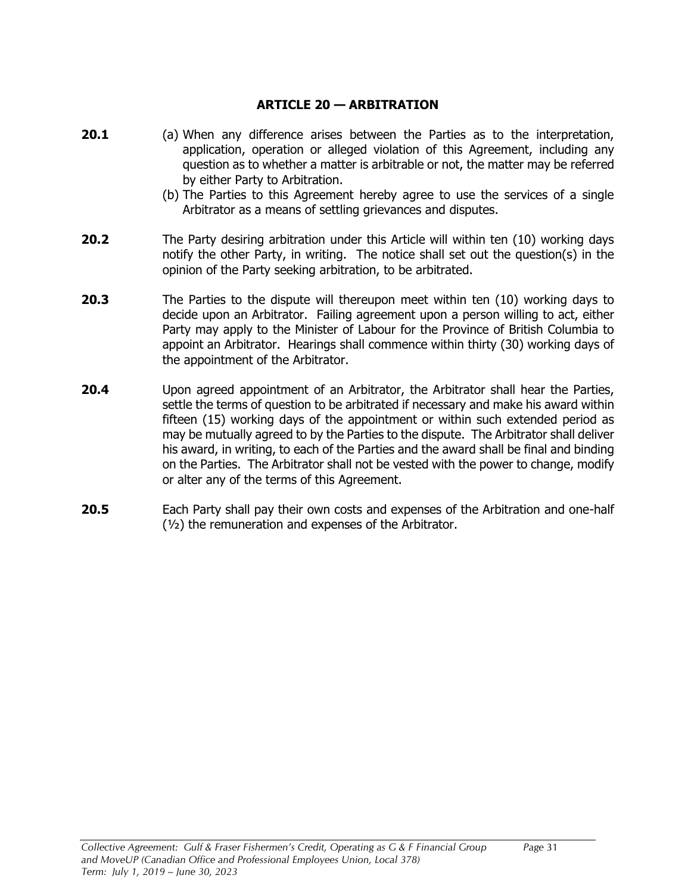## ARTICLE 20 — ARBITRATION

**20.1** (a) When any difference arises between the Parties as to the interpretation, application, operation or alleged violation of this Agreement, including any question as to whether a matter is arbitrable or not, the matter may be referred by either Party to Arbitration.

(b) The Parties to this Agreement hereby agree to use the services of a single Arbitrator as a means of settling grievances and disputes.

**20.2** The Party desiring arbitration under this Article will within ten (10) working days notify the other Party, in writing. The notice shall set out the question(s) in the opinion of the Party seeking arbitration, to be arbitrated.

**20.3** The Parties to the dispute will thereupon meet within ten (10) working days to decide upon an Arbitrator. Failing agreement upon a person willing to act, either Party may apply to the Minister of Labour for the Province of British Columbia to appoint an Arbitrator. Hearings shall commence within thirty (30) working days of the appointment of the Arbitrator.

**20.4** Upon agreed appointment of an Arbitrator, the Arbitrator shall hear the Parties, settle the terms of question to be arbitrated if necessary and make his award within fifteen (15) working days of the appointment or within such extended period as may be mutually agreed to by the Parties to the dispute. The Arbitrator shall deliver his award, in writing, to each of the Parties and the award shall be final and binding on the Parties. The Arbitrator shall not be vested with the power to change, modify or alter any of the terms of this Agreement.

**20.5** Each Party shall pay their own costs and expenses of the Arbitration and one-half (½) the remuneration and expenses of the Arbitrator.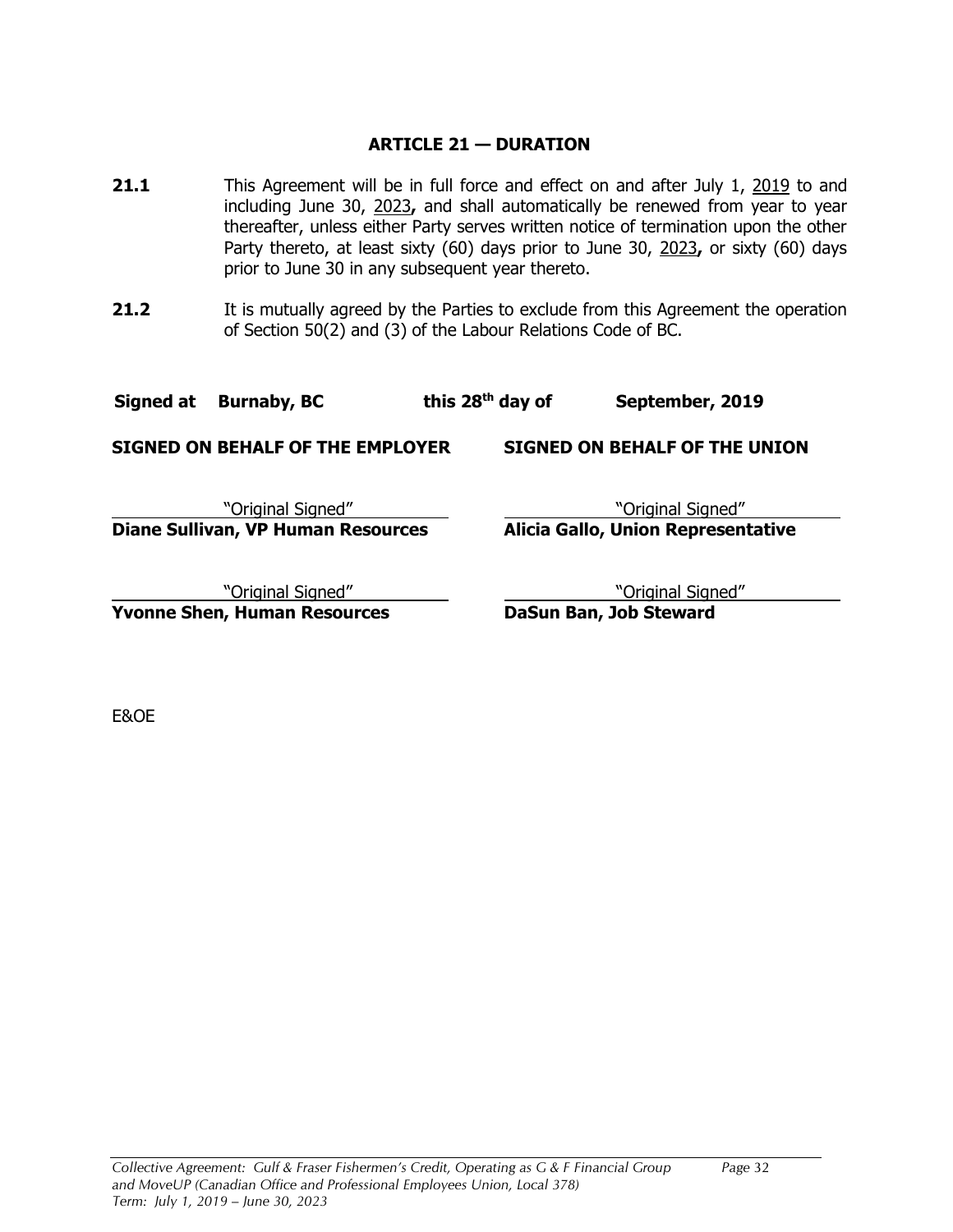## ARTICLE 21 — DURATION

**21.1** This Agreement will be in full force and effect on and after July 1, 2019 to and including June 30, 2023**,** and shall automatically be renewed from year to year thereafter, unless either Party serves written notice of termination upon the other Party thereto, at least sixty (60) days prior to June 30, 2023**,** or sixty (60) days prior to June 30 in any subsequent year thereto.

**21.2** It is mutually agreed by the Parties to exclude from this Agreement the operation of Section 50(2) and (3) of the Labour Relations Code of BC.

**Signed at Burnaby, BC this 28th day of September, 2019**

| **SIGNED ON BEHALF OF THE EMPLOYER** | **SIGNED ON BEHALF OF THE UNION** |
|---|---|
| "Original Signed" | "Original Signed" |
| **Diane Sullivan, VP Human Resources** | **Alicia Gallo, Union Representative** |
| "Original Signed" | "Original Signed" |
| **Yvonne Shen, Human Resources** | **DaSun Ban, Job Steward** |

E&OE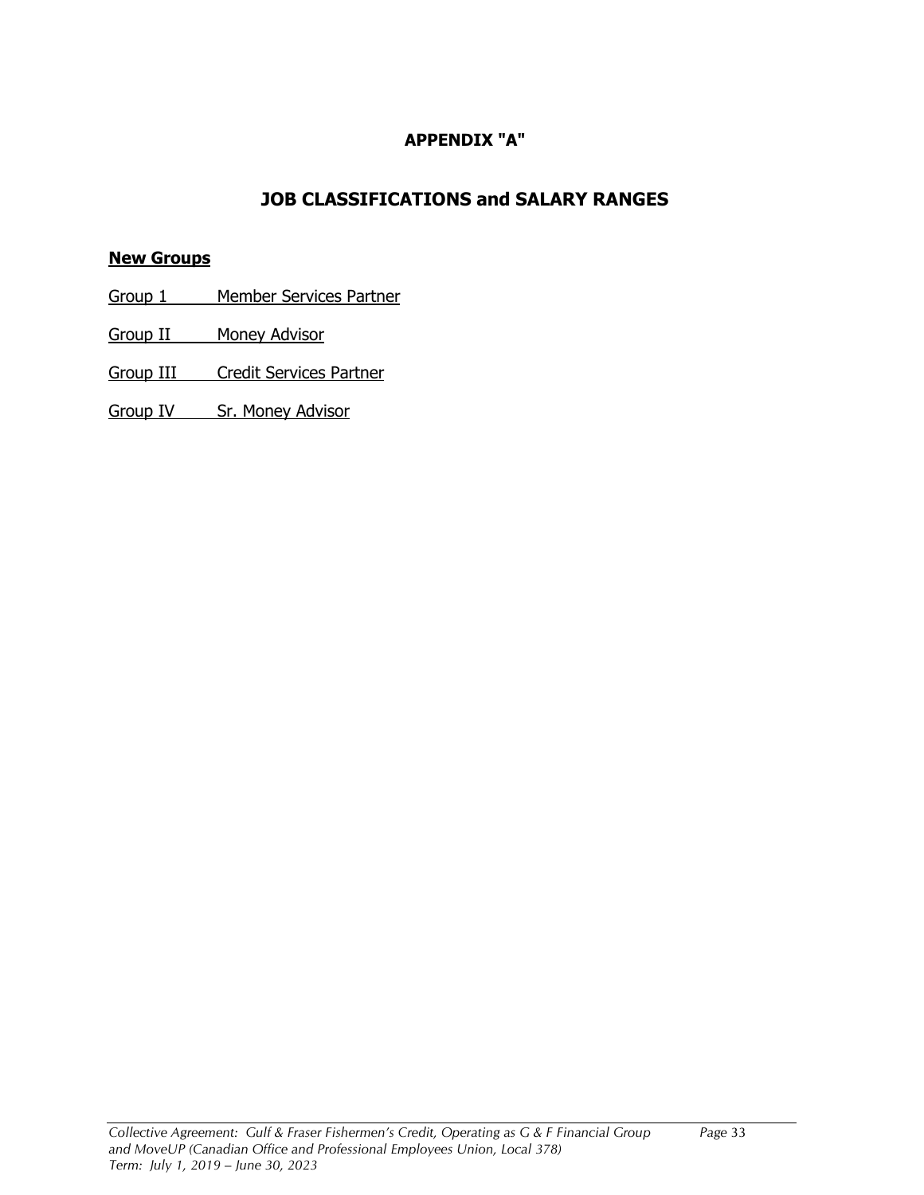# APPENDIX "A"

## JOB CLASSIFICATIONS and SALARY RANGES

**New Groups**

Group 1 Member Services Partner

Group II Money Advisor

Group III Credit Services Partner

Group IV Sr. Money Advisor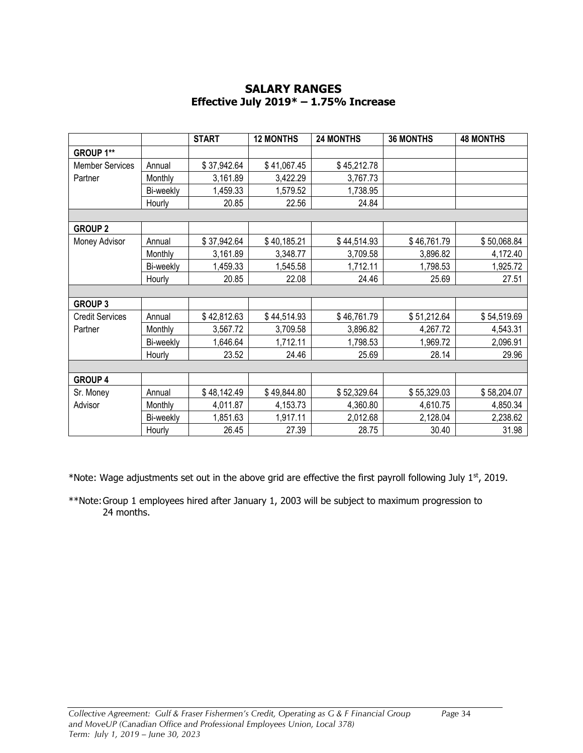## SALARY RANGES
### Effective July 2019* – 1.75% Increase

| | | START | 12 MONTHS | 24 MONTHS | 36 MONTHS | 48 MONTHS |
|---|---|---|---|---|---|---|
| **GROUP 1**** | | | | | | |
| Member Services Partner | Annual | $ 37,942.64 | $ 41,067.45 | $ 45,212.78 | | |
| | Monthly | 3,161.89 | 3,422.29 | 3,767.73 | | |
| | Bi-weekly | 1,459.33 | 1,579.52 | 1,738.95 | | |
| | Hourly | 20.85 | 22.56 | 24.84 | | |
| | | | | | | |
| **GROUP 2** | | | | | | |
| Money Advisor | Annual | $ 37,942.64 | $ 40,185.21 | $ 44,514.93 | $ 46,761.79 | $ 50,068.84 |
| | Monthly | 3,161.89 | 3,348.77 | 3,709.58 | 3,896.82 | 4,172.40 |
| | Bi-weekly | 1,459.33 | 1,545.58 | 1,712.11 | 1,798.53 | 1,925.72 |
| | Hourly | 20.85 | 22.08 | 24.46 | 25.69 | 27.51 |
| | | | | | | |
| **GROUP 3** | | | | | | |
| Credit Services Partner | Annual | $ 42,812.63 | $ 44,514.93 | $ 46,761.79 | $ 51,212.64 | $ 54,519.69 |
| | Monthly | 3,567.72 | 3,709.58 | 3,896.82 | 4,267.72 | 4,543.31 |
| | Bi-weekly | 1,646.64 | 1,712.11 | 1,798.53 | 1,969.72 | 2,096.91 |
| | Hourly | 23.52 | 24.46 | 25.69 | 28.14 | 29.96 |
| | | | | | | |
| **GROUP 4** | | | | | | |
| Sr. Money Advisor | Annual | $ 48,142.49 | $ 49,844.80 | $ 52,329.64 | $ 55,329.03 | $ 58,204.07 |
| | Monthly | 4,011.87 | 4,153.73 | 4,360.80 | 4,610.75 | 4,850.34 |
| | Bi-weekly | 1,851.63 | 1,917.11 | 2,012.68 | 2,128.04 | 2,238.62 |
| | Hourly | 26.45 | 27.39 | 28.75 | 30.40 | 31.98 |

*Note: Wage adjustments set out in the above grid are effective the first payroll following July 1st, 2019.

**Note: Group 1 employees hired after January 1, 2003 will be subject to maximum progression to 24 months.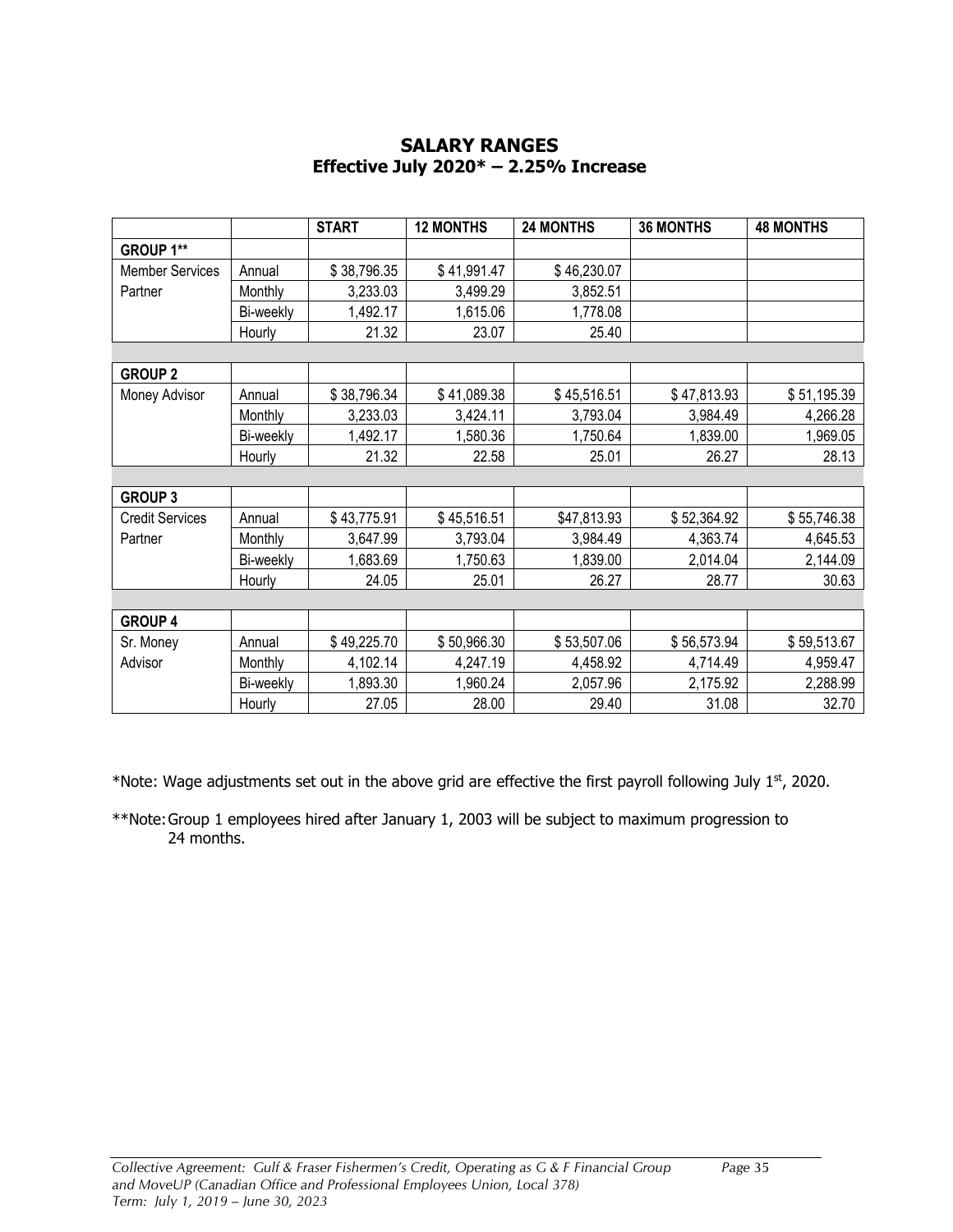## SALARY RANGES
### Effective July 2020* – 2.25% Increase

| | | START | 12 MONTHS | 24 MONTHS | 36 MONTHS | 48 MONTHS |
|---|---|---|---|---|---|---|
| **GROUP 1**** | | | | | | |
| Member Services Partner | Annual | $ 38,796.35 | $ 41,991.47 | $ 46,230.07 | | |
| | Monthly | 3,233.03 | 3,499.29 | 3,852.51 | | |
| | Bi-weekly | 1,492.17 | 1,615.06 | 1,778.08 | | |
| | Hourly | 21.32 | 23.07 | 25.40 | | |
| **GROUP 2** | | | | | | |
| Money Advisor | Annual | $ 38,796.34 | $ 41,089.38 | $ 45,516.51 | $ 47,813.93 | $ 51,195.39 |
| | Monthly | 3,233.03 | 3,424.11 | 3,793.04 | 3,984.49 | 4,266.28 |
| | Bi-weekly | 1,492.17 | 1,580.36 | 1,750.64 | 1,839.00 | 1,969.05 |
| | Hourly | 21.32 | 22.58 | 25.01 | 26.27 | 28.13 |
| **GROUP 3** | | | | | | |
| Credit Services Partner | Annual | $ 43,775.91 | $ 45,516.51 | $47,813.93 | $ 52,364.92 | $ 55,746.38 |
| | Monthly | 3,647.99 | 3,793.04 | 3,984.49 | 4,363.74 | 4,645.53 |
| | Bi-weekly | 1,683.69 | 1,750.63 | 1,839.00 | 2,014.04 | 2,144.09 |
| | Hourly | 24.05 | 25.01 | 26.27 | 28.77 | 30.63 |
| **GROUP 4** | | | | | | |
| Sr. Money Advisor | Annual | $ 49,225.70 | $ 50,966.30 | $ 53,507.06 | $ 56,573.94 | $ 59,513.67 |
| | Monthly | 4,102.14 | 4,247.19 | 4,458.92 | 4,714.49 | 4,959.47 |
| | Bi-weekly | 1,893.30 | 1,960.24 | 2,057.96 | 2,175.92 | 2,288.99 |
| | Hourly | 27.05 | 28.00 | 29.40 | 31.08 | 32.70 |

*Note: Wage adjustments set out in the above grid are effective the first payroll following July 1st, 2020.

**Note: Group 1 employees hired after January 1, 2003 will be subject to maximum progression to 24 months.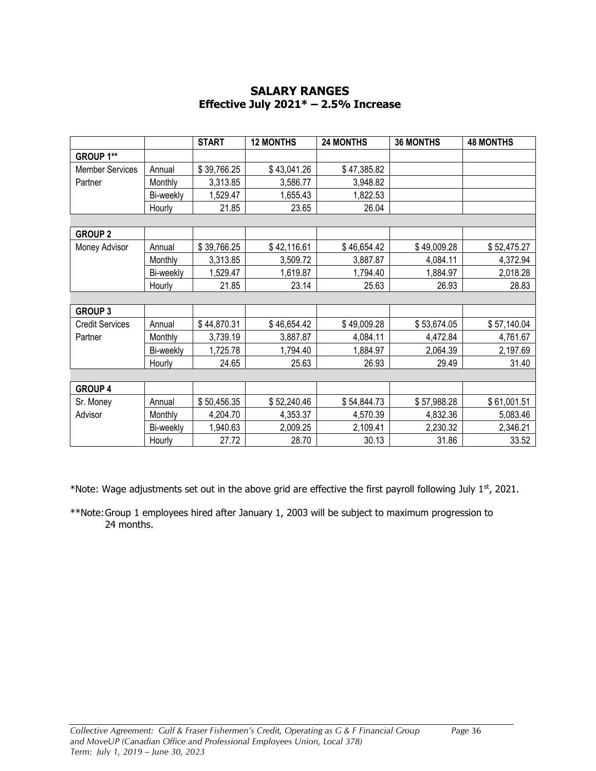## SALARY RANGES
### Effective July 2021* – 2.5% Increase

| | | START | 12 MONTHS | 24 MONTHS | 36 MONTHS | 48 MONTHS |
|---|---|---|---|---|---|---|
| **GROUP 1**** | | | | | | |
| Member Services Partner | Annual | $ 39,766.25 | $ 43,041.26 | $ 47,385.82 | | |
| | Monthly | 3,313.85 | 3,586.77 | 3,948.82 | | |
| | Bi-weekly | 1,529.47 | 1,655.43 | 1,822.53 | | |
| | Hourly | 21.85 | 23.65 | 26.04 | | |
| | | | | | | |
| **GROUP 2** | | | | | | |
| Money Advisor | Annual | $ 39,766.25 | $ 42,116.61 | $ 46,654.42 | $ 49,009.28 | $ 52,475.27 |
| | Monthly | 3,313.85 | 3,509.72 | 3,887.87 | 4,084.11 | 4,372.94 |
| | Bi-weekly | 1,529.47 | 1,619.87 | 1,794.40 | 1,884.97 | 2,018.28 |
| | Hourly | 21.85 | 23.14 | 25.63 | 26.93 | 28.83 |
| | | | | | | |
| **GROUP 3** | | | | | | |
| Credit Services Partner | Annual | $ 44,870.31 | $ 46,654.42 | $ 49,009.28 | $ 53,674.05 | $ 57,140.04 |
| | Monthly | 3,739.19 | 3,887.87 | 4,084.11 | 4,472.84 | 4,761.67 |
| | Bi-weekly | 1,725.78 | 1,794.40 | 1,884.97 | 2,064.39 | 2,197.69 |
| | Hourly | 24.65 | 25.63 | 26.93 | 29.49 | 31.40 |
| | | | | | | |
| **GROUP 4** | | | | | | |
| Sr. Money Advisor | Annual | $ 50,456.35 | $ 52,240.46 | $ 54,844.73 | $ 57,988.28 | $ 61,001.51 |
| | Monthly | 4,204.70 | 4,353.37 | 4,570.39 | 4,832.36 | 5,083.46 |
| | Bi-weekly | 1,940.63 | 2,009.25 | 2,109.41 | 2,230.32 | 2,346.21 |
| | Hourly | 27.72 | 28.70 | 30.13 | 31.86 | 33.52 |

*Note: Wage adjustments set out in the above grid are effective the first payroll following July 1st, 2021.

**Note: Group 1 employees hired after January 1, 2003 will be subject to maximum progression to 24 months.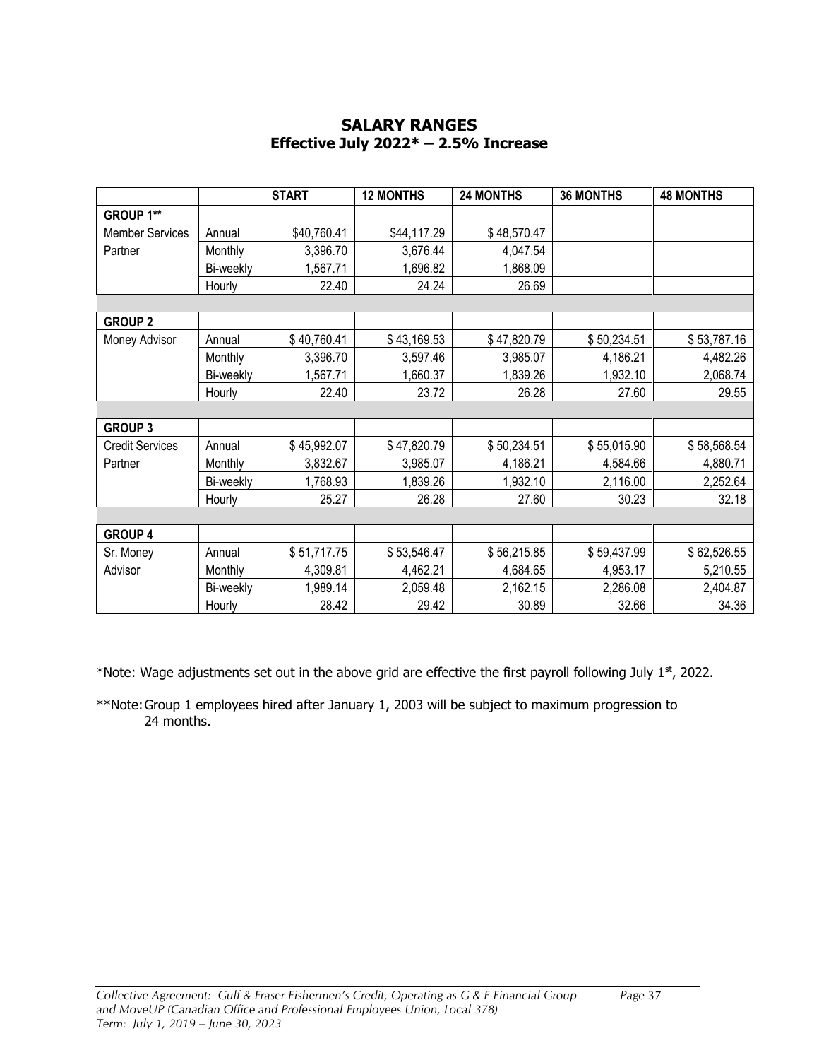## SALARY RANGES
### Effective July 2022* – 2.5% Increase

| | | START | 12 MONTHS | 24 MONTHS | 36 MONTHS | 48 MONTHS |
|---|---|---|---|---|---|---|
| **GROUP 1**** | | | | | | |
| Member Services | Annual | $40,760.41 | $44,117.29 | $ 48,570.47 | | |
| Partner | Monthly | 3,396.70 | 3,676.44 | 4,047.54 | | |
| | Bi-weekly | 1,567.71 | 1,696.82 | 1,868.09 | | |
| | Hourly | 22.40 | 24.24 | 26.69 | | |
| | | | | | | |
| **GROUP 2** | | | | | | |
| Money Advisor | Annual | $ 40,760.41 | $ 43,169.53 | $ 47,820.79 | $ 50,234.51 | $ 53,787.16 |
| | Monthly | 3,396.70 | 3,597.46 | 3,985.07 | 4,186.21 | 4,482.26 |
| | Bi-weekly | 1,567.71 | 1,660.37 | 1,839.26 | 1,932.10 | 2,068.74 |
| | Hourly | 22.40 | 23.72 | 26.28 | 27.60 | 29.55 |
| | | | | | | |
| **GROUP 3** | | | | | | |
| Credit Services | Annual | $ 45,992.07 | $ 47,820.79 | $ 50,234.51 | $ 55,015.90 | $ 58,568.54 |
| Partner | Monthly | 3,832.67 | 3,985.07 | 4,186.21 | 4,584.66 | 4,880.71 |
| | Bi-weekly | 1,768.93 | 1,839.26 | 1,932.10 | 2,116.00 | 2,252.64 |
| | Hourly | 25.27 | 26.28 | 27.60 | 30.23 | 32.18 |
| | | | | | | |
| **GROUP 4** | | | | | | |
| Sr. Money | Annual | $ 51,717.75 | $ 53,546.47 | $ 56,215.85 | $ 59,437.99 | $ 62,526.55 |
| Advisor | Monthly | 4,309.81 | 4,462.21 | 4,684.65 | 4,953.17 | 5,210.55 |
| | Bi-weekly | 1,989.14 | 2,059.48 | 2,162.15 | 2,286.08 | 2,404.87 |
| | Hourly | 28.42 | 29.42 | 30.89 | 32.66 | 34.36 |

*Note: Wage adjustments set out in the above grid are effective the first payroll following July 1st, 2022.

**Note: Group 1 employees hired after January 1, 2003 will be subject to maximum progression to 24 months.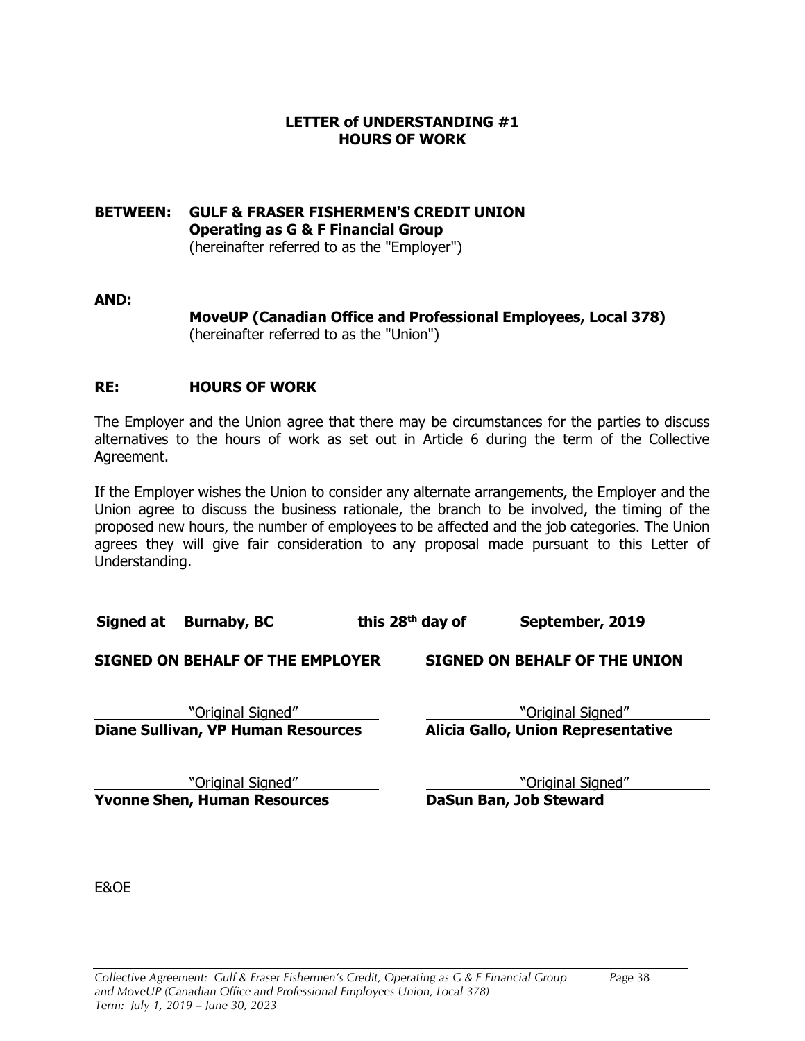# LETTER of UNDERSTANDING #1
# HOURS OF WORK

**BETWEEN: GULF & FRASER FISHERMEN'S CREDIT UNION**
**Operating as G & F Financial Group**
(hereinafter referred to as the "Employer")

**AND:**

**MoveUP (Canadian Office and Professional Employees, Local 378)**
(hereinafter referred to as the "Union")

**RE: HOURS OF WORK**

The Employer and the Union agree that there may be circumstances for the parties to discuss alternatives to the hours of work as set out in Article 6 during the term of the Collective Agreement.

If the Employer wishes the Union to consider any alternate arrangements, the Employer and the Union agree to discuss the business rationale, the branch to be involved, the timing of the proposed new hours, the number of employees to be affected and the job categories. The Union agrees they will give fair consideration to any proposal made pursuant to this Letter of Understanding.

**Signed at Burnaby, BC this 28th day of September, 2019**

| | |
|---|---|
| **SIGNED ON BEHALF OF THE EMPLOYER** | **SIGNED ON BEHALF OF THE UNION** |
| "Original Signed" | "Original Signed" |
| **Diane Sullivan, VP Human Resources** | **Alicia Gallo, Union Representative** |
| "Original Signed" | "Original Signed" |
| **Yvonne Shen, Human Resources** | **DaSun Ban, Job Steward** |

E&OE